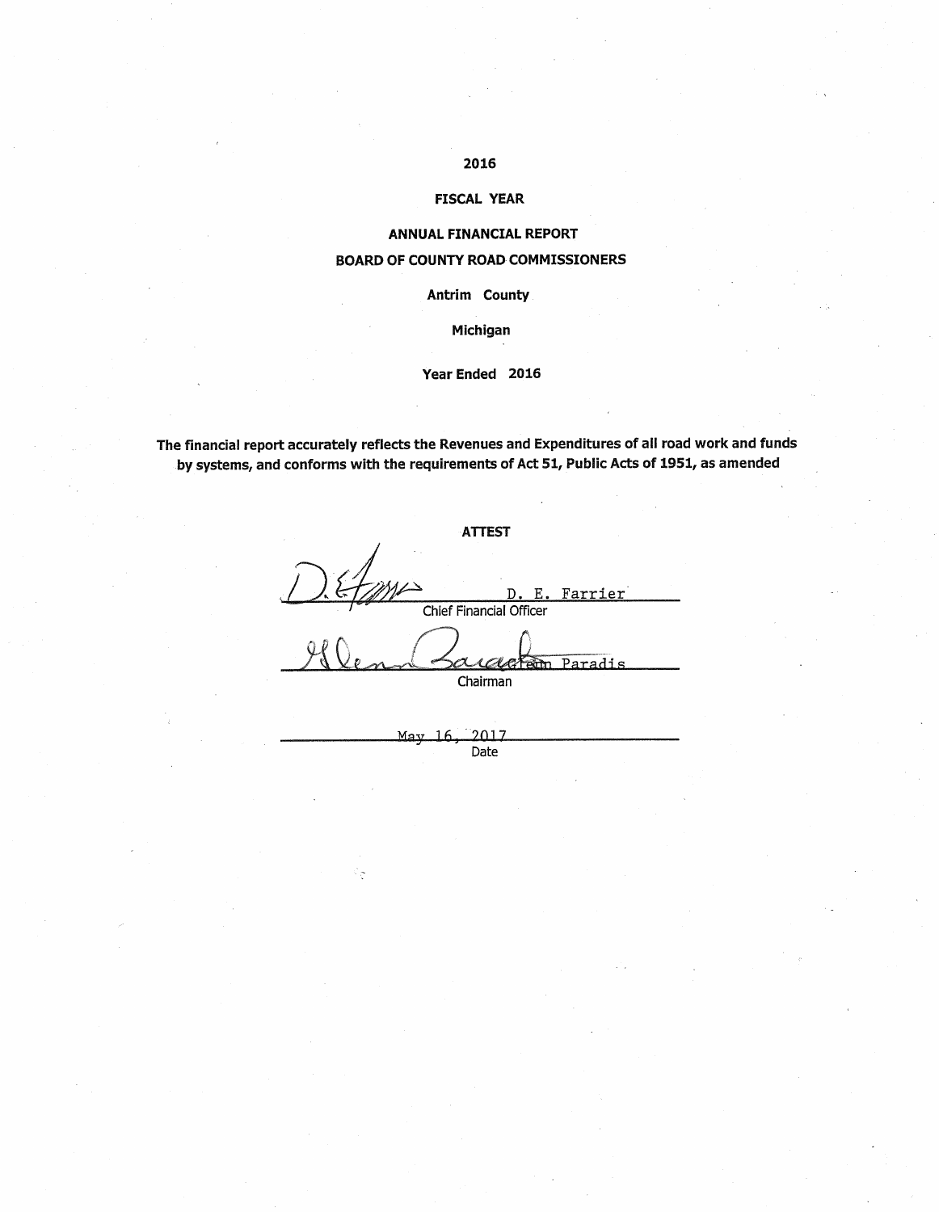# 2016

## FISCAL YEAR

## ANNUAL FINANCIAL REPORT

## BOARD OF COUNTY ROAD COMMISSIONERS

**Antrim County**

**Michigan**

**Year Ended 2016**

**The financial report accurately reflects the Revenues and Expenditures of all road work and funds by systems, and conforms with the requirements of Act 51, Public Acts of 1951, as amended**

**ATTEST**

D. E. Farrier
Chief Financial Officer

Glenn Paradis
Chairman

May 16, 2017
Date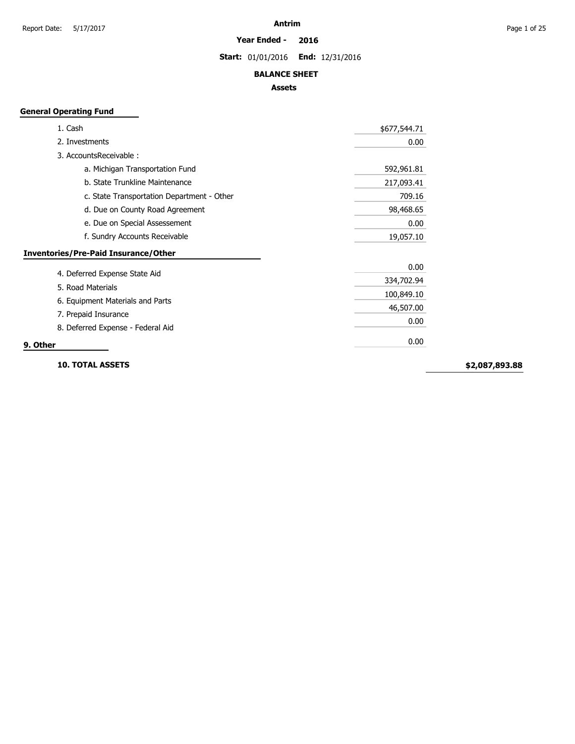# Antrim

**Year Ended - 2016**

**Start:** 01/01/2016 **End:** 12/31/2016

## BALANCE SHEET

### Assets

**General Operating Fund**

| Item | Amount | Total |
|---|---|---|
| 1. Cash | $677,544.71 | |
| 2. Investments | 0.00 | |
| 3. AccountsReceivable : | | |
| a. Michigan Transportation Fund | 592,961.81 | |
| b. State Trunkline Maintenance | 217,093.41 | |
| c. State Transportation Department - Other | 709.16 | |
| d. Due on County Road Agreement | 98,468.65 | |
| e. Due on Special Assessement | 0.00 | |
| f. Sundry Accounts Receivable | 19,057.10 | |
| **Inventories/Pre-Paid Insurance/Other** | | |
| 4. Deferred Expense State Aid | 0.00 | |
| 5. Road Materials | 334,702.94 | |
| 6. Equipment Materials and Parts | 100,849.10 | |
| 7. Prepaid Insurance | 46,507.00 | |
| 8. Deferred Expense - Federal Aid | 0.00 | |
| **9. Other** | 0.00 | |
| **10. TOTAL ASSETS** | | **$2,087,893.88** |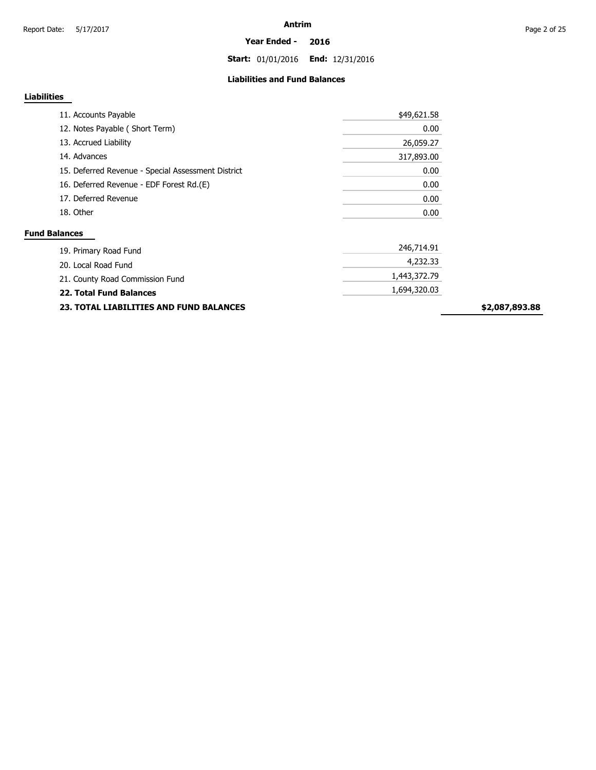**Antrim**

**Year Ended - 2016**

**Start:** 01/01/2016 **End:** 12/31/2016

### Liabilities and Fund Balances

**Liabilities**

| Item | Amount | Total |
|---|---|---|
| 11. Accounts Payable | $49,621.58 | |
| 12. Notes Payable ( Short Term) | 0.00 | |
| 13. Accrued Liability | 26,059.27 | |
| 14. Advances | 317,893.00 | |
| 15. Deferred Revenue - Special Assessment District | 0.00 | |
| 16. Deferred Revenue - EDF Forest Rd.(E) | 0.00 | |
| 17. Deferred Revenue | 0.00 | |
| 18. Other | 0.00 | |

**Fund Balances**

| Item | Amount | Total |
|---|---|---|
| 19. Primary Road Fund | 246,714.91 | |
| 20. Local Road Fund | 4,232.33 | |
| 21. County Road Commission Fund | 1,443,372.79 | |
| **22. Total Fund Balances** | 1,694,320.03 | |
| **23. TOTAL LIABILITIES AND FUND BALANCES** | | **$2,087,893.88** |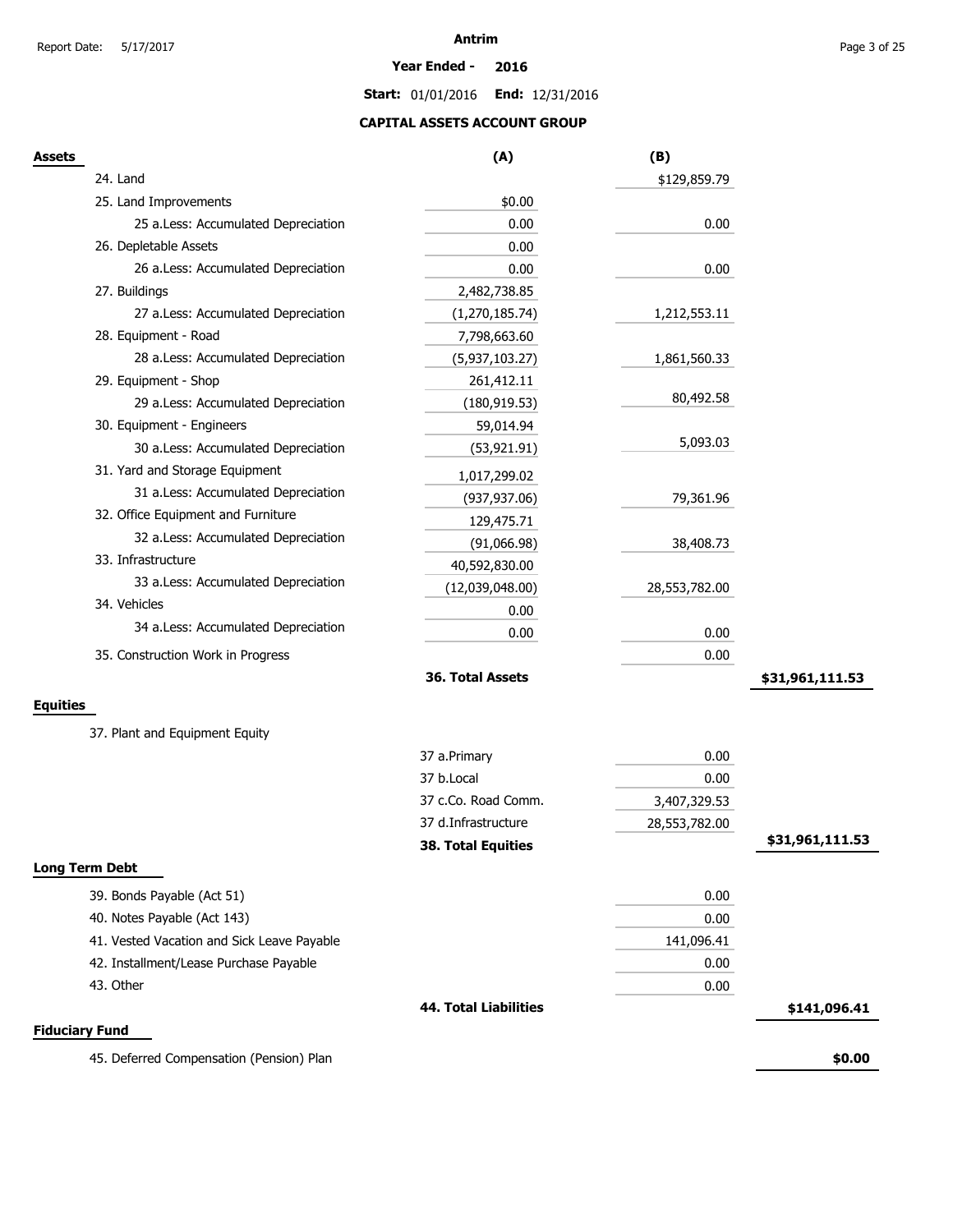# Antrim

**Year Ended - 2016**

**Start:** 01/01/2016 **End:** 12/31/2016

## CAPITAL ASSETS ACCOUNT GROUP

| **Assets** | **(A)** | **(B)** | |
|---|---|---|---|
| 24. Land | | $129,859.79 | |
| 25. Land Improvements | $0.00 | | |
| 25 a.Less: Accumulated Depreciation | 0.00 | 0.00 | |
| 26. Depletable Assets | 0.00 | | |
| 26 a.Less: Accumulated Depreciation | 0.00 | 0.00 | |
| 27. Buildings | 2,482,738.85 | | |
| 27 a.Less: Accumulated Depreciation | (1,270,185.74) | 1,212,553.11 | |
| 28. Equipment - Road | 7,798,663.60 | | |
| 28 a.Less: Accumulated Depreciation | (5,937,103.27) | 1,861,560.33 | |
| 29. Equipment - Shop | 261,412.11 | | |
| 29 a.Less: Accumulated Depreciation | (180,919.53) | 80,492.58 | |
| 30. Equipment - Engineers | 59,014.94 | | |
| 30 a.Less: Accumulated Depreciation | (53,921.91) | 5,093.03 | |
| 31. Yard and Storage Equipment | 1,017,299.02 | | |
| 31 a.Less: Accumulated Depreciation | (937,937.06) | 79,361.96 | |
| 32. Office Equipment and Furniture | 129,475.71 | | |
| 32 a.Less: Accumulated Depreciation | (91,066.98) | 38,408.73 | |
| 33. Infrastructure | 40,592,830.00 | | |
| 33 a.Less: Accumulated Depreciation | (12,039,048.00) | 28,553,782.00 | |
| 34. Vehicles | 0.00 | | |
| 34 a.Less: Accumulated Depreciation | 0.00 | 0.00 | |
| 35. Construction Work in Progress | | 0.00 | |
| | **36. Total Assets** | | **$31,961,111.53** |

## Equities

| 37. Plant and Equipment Equity | | | |
|---|---|---|---|
| | 37 a.Primary | 0.00 | |
| | 37 b.Local | 0.00 | |
| | 37 c.Co. Road Comm. | 3,407,329.53 | |
| | 37 d.Infrastructure | 28,553,782.00 | |
| | **38. Total Equities** | | **$31,961,111.53** |

## Long Term Debt

| | | | |
|---|---|---|---|
| 39. Bonds Payable (Act 51) | | 0.00 | |
| 40. Notes Payable (Act 143) | | 0.00 | |
| 41. Vested Vacation and Sick Leave Payable | | 141,096.41 | |
| 42. Installment/Lease Purchase Payable | | 0.00 | |
| 43. Other | | 0.00 | |
| | **44. Total Liabilities** | | **$141,096.41** |

## Fiduciary Fund

| | |
|---|---|
| 45. Deferred Compensation (Pension) Plan | **$0.00** |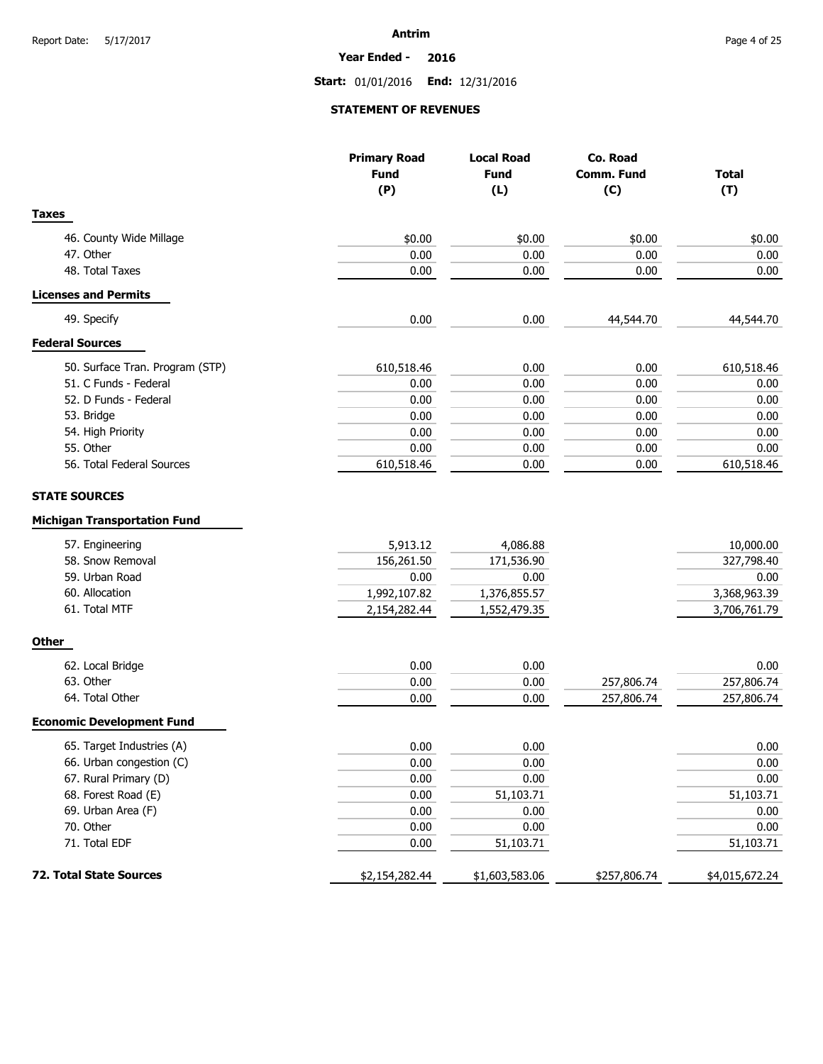Antrim

Year Ended - 2016

Start: 01/01/2016 End: 12/31/2016

## STATEMENT OF REVENUES

| | Primary Road Fund (P) | Local Road Fund (L) | Co. Road Comm. Fund (C) | Total (T) |
|---|---|---|---|---|
| **Taxes** | | | | |
| 46. County Wide Millage | $0.00 | $0.00 | $0.00 | $0.00 |
| 47. Other | 0.00 | 0.00 | 0.00 | 0.00 |
| 48. Total Taxes | 0.00 | 0.00 | 0.00 | 0.00 |
| **Licenses and Permits** | | | | |
| 49. Specify | 0.00 | 0.00 | 44,544.70 | 44,544.70 |
| **Federal Sources** | | | | |
| 50. Surface Tran. Program (STP) | 610,518.46 | 0.00 | 0.00 | 610,518.46 |
| 51. C Funds - Federal | 0.00 | 0.00 | 0.00 | 0.00 |
| 52. D Funds - Federal | 0.00 | 0.00 | 0.00 | 0.00 |
| 53. Bridge | 0.00 | 0.00 | 0.00 | 0.00 |
| 54. High Priority | 0.00 | 0.00 | 0.00 | 0.00 |
| 55. Other | 0.00 | 0.00 | 0.00 | 0.00 |
| 56. Total Federal Sources | 610,518.46 | 0.00 | 0.00 | 610,518.46 |
| **STATE SOURCES** | | | | |
| **Michigan Transportation Fund** | | | | |
| 57. Engineering | 5,913.12 | 4,086.88 | | 10,000.00 |
| 58. Snow Removal | 156,261.50 | 171,536.90 | | 327,798.40 |
| 59. Urban Road | 0.00 | 0.00 | | 0.00 |
| 60. Allocation | 1,992,107.82 | 1,376,855.57 | | 3,368,963.39 |
| 61. Total MTF | 2,154,282.44 | 1,552,479.35 | | 3,706,761.79 |
| **Other** | | | | |
| 62. Local Bridge | 0.00 | 0.00 | | 0.00 |
| 63. Other | 0.00 | 0.00 | 257,806.74 | 257,806.74 |
| 64. Total Other | 0.00 | 0.00 | 257,806.74 | 257,806.74 |
| **Economic Development Fund** | | | | |
| 65. Target Industries (A) | 0.00 | 0.00 | | 0.00 |
| 66. Urban congestion (C) | 0.00 | 0.00 | | 0.00 |
| 67. Rural Primary (D) | 0.00 | 0.00 | | 0.00 |
| 68. Forest Road (E) | 0.00 | 51,103.71 | | 51,103.71 |
| 69. Urban Area (F) | 0.00 | 0.00 | | 0.00 |
| 70. Other | 0.00 | 0.00 | | 0.00 |
| 71. Total EDF | 0.00 | 51,103.71 | | 51,103.71 |
| **72. Total State Sources** | $2,154,282.44 | $1,603,583.06 | $257,806.74 | $4,015,672.24 |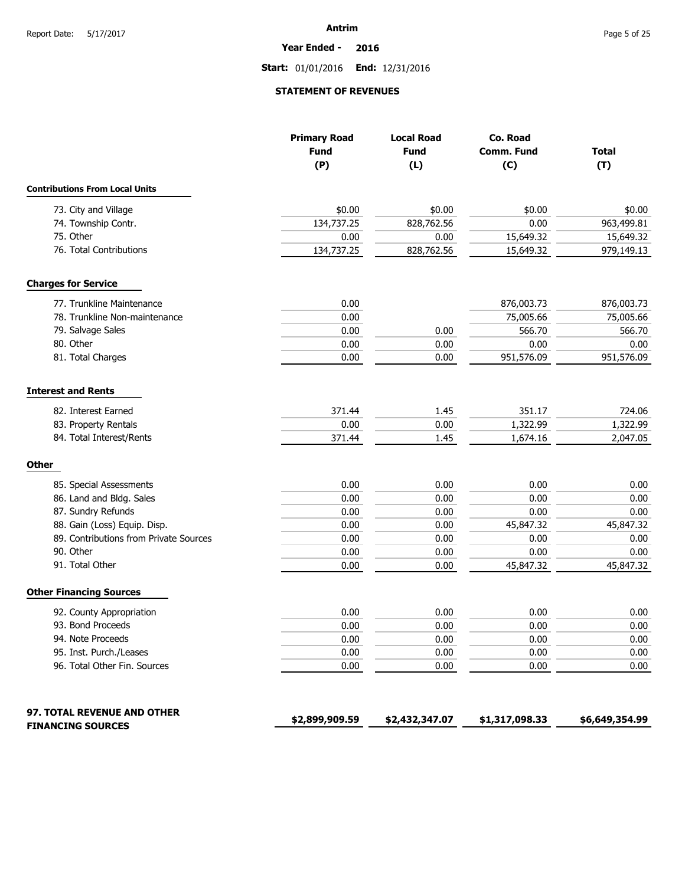**Antrim**

**Year Ended - 2016**

**Start:** 01/01/2016 **End:** 12/31/2016

### STATEMENT OF REVENUES

| | Primary Road Fund (P) | Local Road Fund (L) | Co. Road Comm. Fund (C) | Total (T) |
|---|---|---|---|---|
| **Contributions From Local Units** | | | | |
| 73. City and Village | $0.00 | $0.00 | $0.00 | $0.00 |
| 74. Township Contr. | 134,737.25 | 828,762.56 | 0.00 | 963,499.81 |
| 75. Other | 0.00 | 0.00 | 15,649.32 | 15,649.32 |
| 76. Total Contributions | 134,737.25 | 828,762.56 | 15,649.32 | 979,149.13 |
| **Charges for Service** | | | | |
| 77. Trunkline Maintenance | 0.00 | | 876,003.73 | 876,003.73 |
| 78. Trunkline Non-maintenance | 0.00 | | 75,005.66 | 75,005.66 |
| 79. Salvage Sales | 0.00 | 0.00 | 566.70 | 566.70 |
| 80. Other | 0.00 | 0.00 | 0.00 | 0.00 |
| 81. Total Charges | 0.00 | 0.00 | 951,576.09 | 951,576.09 |
| **Interest and Rents** | | | | |
| 82. Interest Earned | 371.44 | 1.45 | 351.17 | 724.06 |
| 83. Property Rentals | 0.00 | 0.00 | 1,322.99 | 1,322.99 |
| 84. Total Interest/Rents | 371.44 | 1.45 | 1,674.16 | 2,047.05 |
| **Other** | | | | |
| 85. Special Assessments | 0.00 | 0.00 | 0.00 | 0.00 |
| 86. Land and Bldg. Sales | 0.00 | 0.00 | 0.00 | 0.00 |
| 87. Sundry Refunds | 0.00 | 0.00 | 0.00 | 0.00 |
| 88. Gain (Loss) Equip. Disp. | 0.00 | 0.00 | 45,847.32 | 45,847.32 |
| 89. Contributions from Private Sources | 0.00 | 0.00 | 0.00 | 0.00 |
| 90. Other | 0.00 | 0.00 | 0.00 | 0.00 |
| 91. Total Other | 0.00 | 0.00 | 45,847.32 | 45,847.32 |
| **Other Financing Sources** | | | | |
| 92. County Appropriation | 0.00 | 0.00 | 0.00 | 0.00 |
| 93. Bond Proceeds | 0.00 | 0.00 | 0.00 | 0.00 |
| 94. Note Proceeds | 0.00 | 0.00 | 0.00 | 0.00 |
| 95. Inst. Purch./Leases | 0.00 | 0.00 | 0.00 | 0.00 |
| 96. Total Other Fin. Sources | 0.00 | 0.00 | 0.00 | 0.00 |
| **97. TOTAL REVENUE AND OTHER FINANCING SOURCES** | **$2,899,909.59** | **$2,432,347.07** | **$1,317,098.33** | **$6,649,354.99** |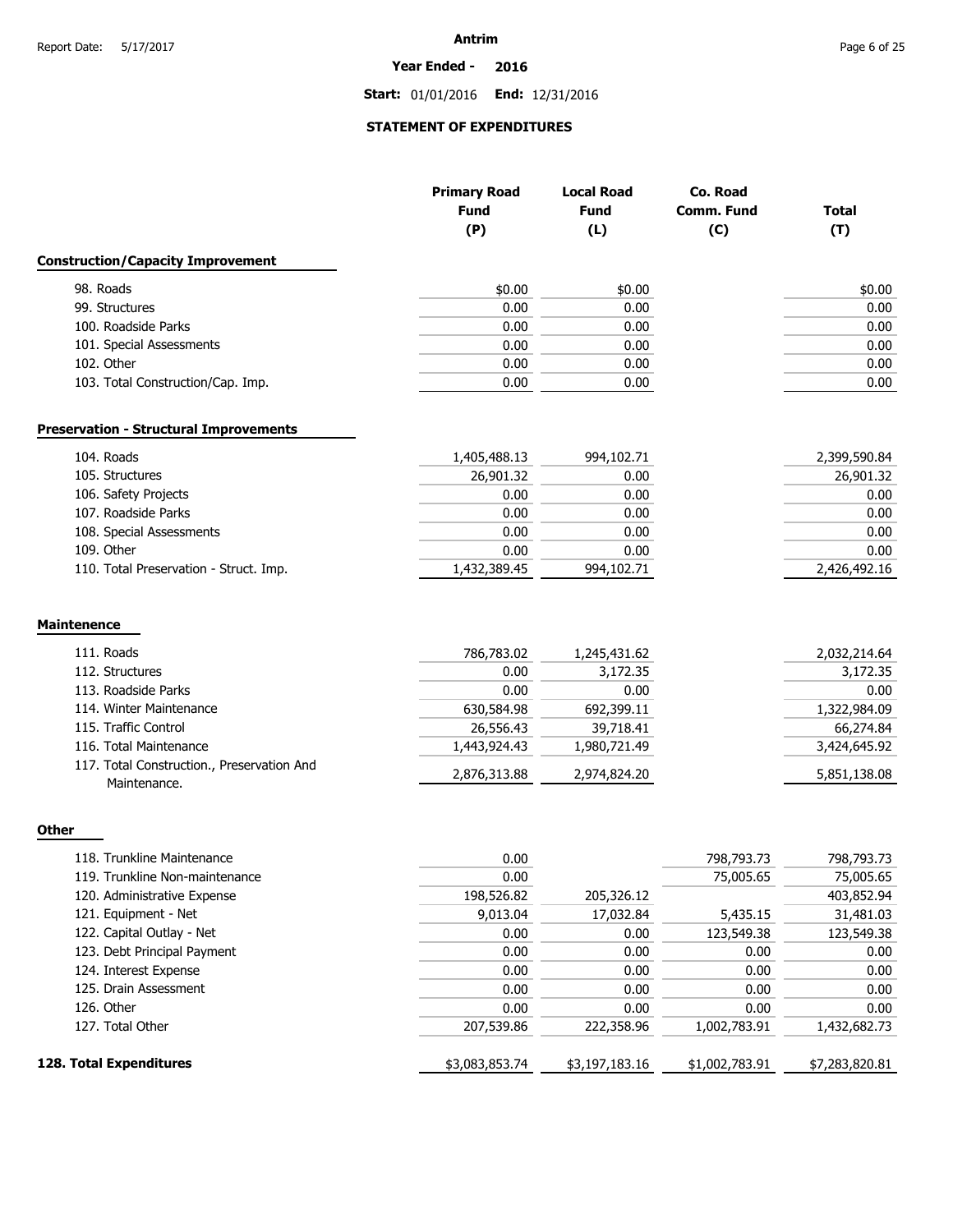Antrim

Year Ended - 2016

Start: 01/01/2016 End: 12/31/2016

## STATEMENT OF EXPENDITURES

| | Primary Road Fund (P) | Local Road Fund (L) | Co. Road Comm. Fund (C) | Total (T) |
|---|---|---|---|---|
| **Construction/Capacity Improvement** | | | | |
| 98. Roads | $0.00 | $0.00 | | $0.00 |
| 99. Structures | 0.00 | 0.00 | | 0.00 |
| 100. Roadside Parks | 0.00 | 0.00 | | 0.00 |
| 101. Special Assessments | 0.00 | 0.00 | | 0.00 |
| 102. Other | 0.00 | 0.00 | | 0.00 |
| 103. Total Construction/Cap. Imp. | 0.00 | 0.00 | | 0.00 |
| **Preservation - Structural Improvements** | | | | |
| 104. Roads | 1,405,488.13 | 994,102.71 | | 2,399,590.84 |
| 105. Structures | 26,901.32 | 0.00 | | 26,901.32 |
| 106. Safety Projects | 0.00 | 0.00 | | 0.00 |
| 107. Roadside Parks | 0.00 | 0.00 | | 0.00 |
| 108. Special Assessments | 0.00 | 0.00 | | 0.00 |
| 109. Other | 0.00 | 0.00 | | 0.00 |
| 110. Total Preservation - Struct. Imp. | 1,432,389.45 | 994,102.71 | | 2,426,492.16 |
| **Maintenence** | | | | |
| 111. Roads | 786,783.02 | 1,245,431.62 | | 2,032,214.64 |
| 112. Structures | 0.00 | 3,172.35 | | 3,172.35 |
| 113. Roadside Parks | 0.00 | 0.00 | | 0.00 |
| 114. Winter Maintenance | 630,584.98 | 692,399.11 | | 1,322,984.09 |
| 115. Traffic Control | 26,556.43 | 39,718.41 | | 66,274.84 |
| 116. Total Maintenance | 1,443,924.43 | 1,980,721.49 | | 3,424,645.92 |
| 117. Total Construction., Preservation And Maintenance. | 2,876,313.88 | 2,974,824.20 | | 5,851,138.08 |
| **Other** | | | | |
| 118. Trunkline Maintenance | 0.00 | | 798,793.73 | 798,793.73 |
| 119. Trunkline Non-maintenance | 0.00 | | 75,005.65 | 75,005.65 |
| 120. Administrative Expense | 198,526.82 | 205,326.12 | | 403,852.94 |
| 121. Equipment - Net | 9,013.04 | 17,032.84 | 5,435.15 | 31,481.03 |
| 122. Capital Outlay - Net | 0.00 | 0.00 | 123,549.38 | 123,549.38 |
| 123. Debt Principal Payment | 0.00 | 0.00 | 0.00 | 0.00 |
| 124. Interest Expense | 0.00 | 0.00 | 0.00 | 0.00 |
| 125. Drain Assessment | 0.00 | 0.00 | 0.00 | 0.00 |
| 126. Other | 0.00 | 0.00 | 0.00 | 0.00 |
| 127. Total Other | 207,539.86 | 222,358.96 | 1,002,783.91 | 1,432,682.73 |
| **128. Total Expenditures** | $3,083,853.74 | $3,197,183.16 | $1,002,783.91 | $7,283,820.81 |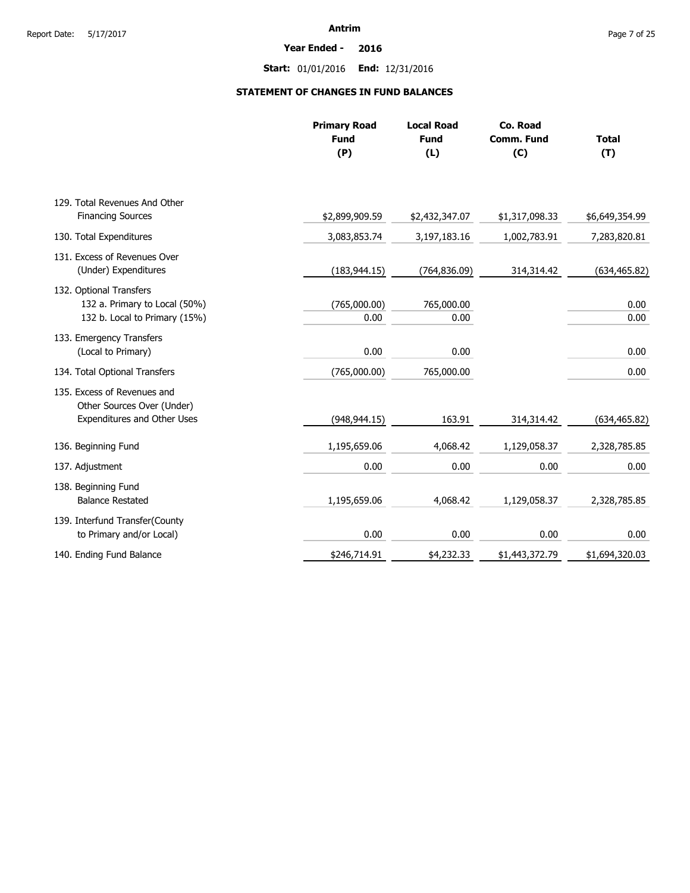**Antrim**

**Year Ended - 2016**

**Start:** 01/01/2016 **End:** 12/31/2016

## STATEMENT OF CHANGES IN FUND BALANCES

| | Primary Road Fund (P) | Local Road Fund (L) | Co. Road Comm. Fund (C) | Total (T) |
|---|---|---|---|---|
| 129. Total Revenues And Other Financing Sources | $2,899,909.59 | $2,432,347.07 | $1,317,098.33 | $6,649,354.99 |
| 130. Total Expenditures | 3,083,853.74 | 3,197,183.16 | 1,002,783.91 | 7,283,820.81 |
| 131. Excess of Revenues Over (Under) Expenditures | (183,944.15) | (764,836.09) | 314,314.42 | (634,465.82) |
| 132. Optional Transfers | | | | |
| 132 a. Primary to Local (50%) | (765,000.00) | 765,000.00 | | 0.00 |
| 132 b. Local to Primary (15%) | 0.00 | 0.00 | | 0.00 |
| 133. Emergency Transfers (Local to Primary) | 0.00 | 0.00 | | 0.00 |
| 134. Total Optional Transfers | (765,000.00) | 765,000.00 | | 0.00 |
| 135. Excess of Revenues and Other Sources Over (Under) Expenditures and Other Uses | (948,944.15) | 163.91 | 314,314.42 | (634,465.82) |
| 136. Beginning Fund | 1,195,659.06 | 4,068.42 | 1,129,058.37 | 2,328,785.85 |
| 137. Adjustment | 0.00 | 0.00 | 0.00 | 0.00 |
| 138. Beginning Fund Balance Restated | 1,195,659.06 | 4,068.42 | 1,129,058.37 | 2,328,785.85 |
| 139. Interfund Transfer(County to Primary and/or Local) | 0.00 | 0.00 | 0.00 | 0.00 |
| 140. Ending Fund Balance | $246,714.91 | $4,232.33 | $1,443,372.79 | $1,694,320.03 |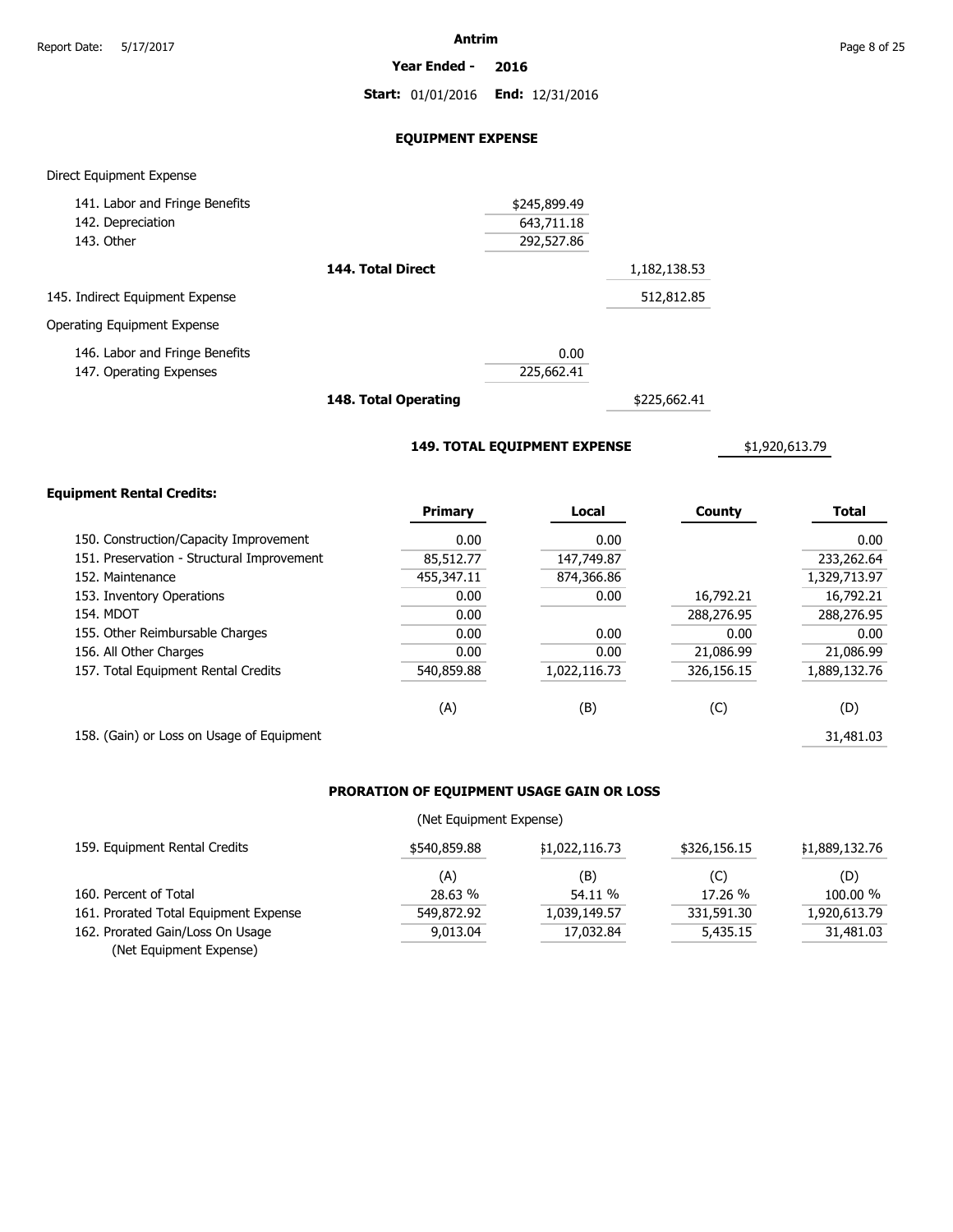# Antrim

**Year Ended - 2016**

**Start:** 01/01/2016 **End:** 12/31/2016

## EQUIPMENT EXPENSE

Direct Equipment Expense

| | | | |
|---|---|---|---|
| 141. Labor and Fringe Benefits | $245,899.49 | | |
| 142. Depreciation | 643,711.18 | | |
| 143. Other | 292,527.86 | | |
| **144. Total Direct** | | 1,182,138.53 | |
| 145. Indirect Equipment Expense | | 512,812.85 | |

Operating Equipment Expense

| | | | |
|---|---|---|---|
| 146. Labor and Fringe Benefits | 0.00 | | |
| 147. Operating Expenses | 225,662.41 | | |
| **148. Total Operating** | | $225,662.41 | |
| **149. TOTAL EQUIPMENT EXPENSE** | | | $1,920,613.79 |

**Equipment Rental Credits:**

| | **Primary** | **Local** | **County** | **Total** |
|---|---|---|---|---|
| 150. Construction/Capacity Improvement | 0.00 | 0.00 | | 0.00 |
| 151. Preservation - Structural Improvement | 85,512.77 | 147,749.87 | | 233,262.64 |
| 152. Maintenance | 455,347.11 | 874,366.86 | | 1,329,713.97 |
| 153. Inventory Operations | 0.00 | 0.00 | 16,792.21 | 16,792.21 |
| 154. MDOT | 0.00 | | 288,276.95 | 288,276.95 |
| 155. Other Reimbursable Charges | 0.00 | 0.00 | 0.00 | 0.00 |
| 156. All Other Charges | 0.00 | 0.00 | 21,086.99 | 21,086.99 |
| 157. Total Equipment Rental Credits | 540,859.88 | 1,022,116.73 | 326,156.15 | 1,889,132.76 |
| | (A) | (B) | (C) | (D) |
| 158. (Gain) or Loss on Usage of Equipment | | | | 31,481.03 |

## PRORATION OF EQUIPMENT USAGE GAIN OR LOSS

(Net Equipment Expense)

| | | | | |
|---|---|---|---|---|
| 159. Equipment Rental Credits | $540,859.88 | $1,022,116.73 | $326,156.15 | $1,889,132.76 |
| | (A) | (B) | (C) | (D) |
| 160. Percent of Total | 28.63 % | 54.11 % | 17.26 % | 100.00 % |
| 161. Prorated Total Equipment Expense | 549,872.92 | 1,039,149.57 | 331,591.30 | 1,920,613.79 |
| 162. Prorated Gain/Loss On Usage (Net Equipment Expense) | 9,013.04 | 17,032.84 | 5,435.15 | 31,481.03 |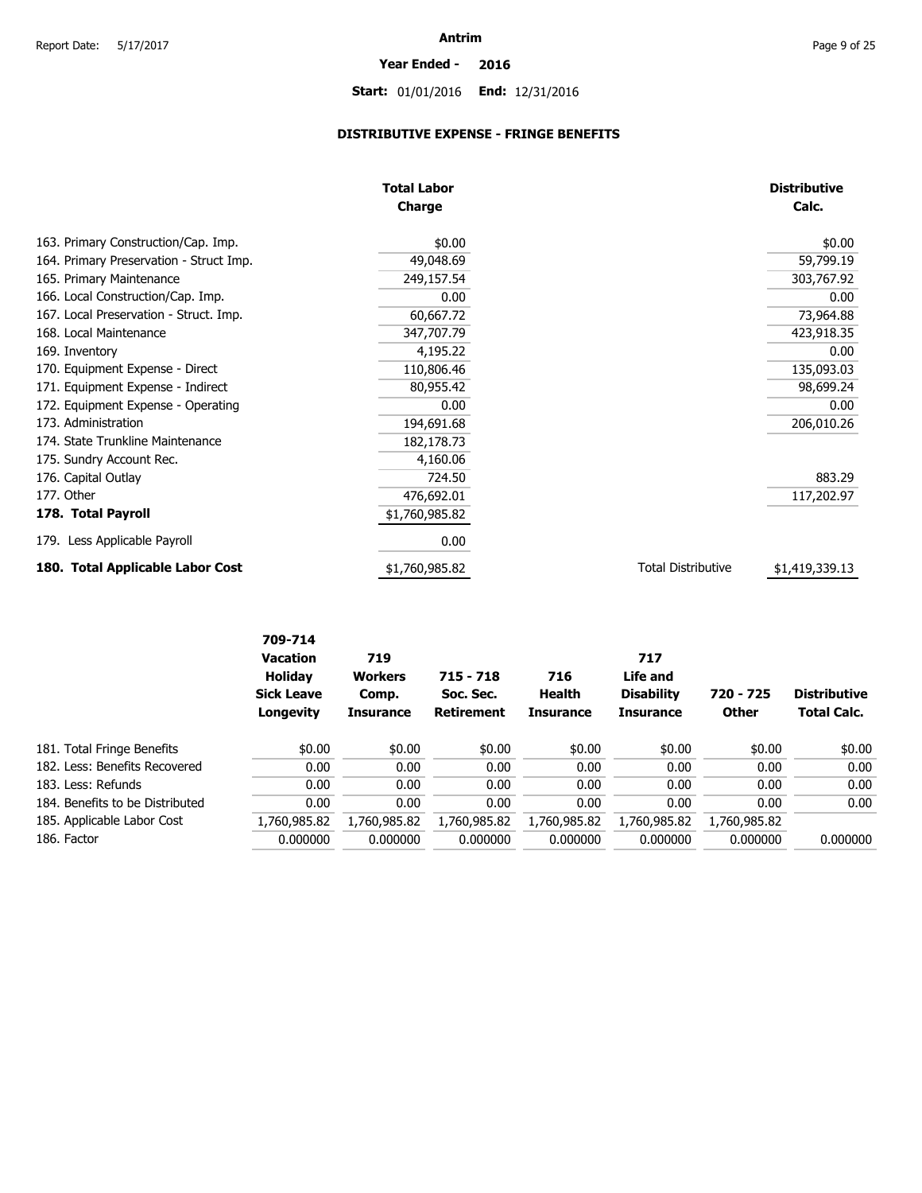**Antrim**

**Year Ended - 2016**

**Start:** 01/01/2016 **End:** 12/31/2016

## DISTRIBUTIVE EXPENSE - FRINGE BENEFITS

| | Total Labor Charge | | Distributive Calc. |
|---|---|---|---|
| 163. Primary Construction/Cap. Imp. | $0.00 | | $0.00 |
| 164. Primary Preservation - Struct Imp. | 49,048.69 | | 59,799.19 |
| 165. Primary Maintenance | 249,157.54 | | 303,767.92 |
| 166. Local Construction/Cap. Imp. | 0.00 | | 0.00 |
| 167. Local Preservation - Struct. Imp. | 60,667.72 | | 73,964.88 |
| 168. Local Maintenance | 347,707.79 | | 423,918.35 |
| 169. Inventory | 4,195.22 | | 0.00 |
| 170. Equipment Expense - Direct | 110,806.46 | | 135,093.03 |
| 171. Equipment Expense - Indirect | 80,955.42 | | 98,699.24 |
| 172. Equipment Expense - Operating | 0.00 | | 0.00 |
| 173. Administration | 194,691.68 | | 206,010.26 |
| 174. State Trunkline Maintenance | 182,178.73 | | |
| 175. Sundry Account Rec. | 4,160.06 | | |
| 176. Capital Outlay | 724.50 | | 883.29 |
| 177. Other | 476,692.01 | | 117,202.97 |
| **178. Total Payroll** | $1,760,985.82 | | |
| 179. Less Applicable Payroll | 0.00 | | |
| **180. Total Applicable Labor Cost** | $1,760,985.82 | Total Distributive | $1,419,339.13 |

| | 709-714 Vacation Holiday Sick Leave Longevity | 719 Workers Comp. Insurance | 715 - 718 Soc. Sec. Retirement | 716 Health Insurance | 717 Life and Disability Insurance | 720 - 725 Other | Distributive Total Calc. |
|---|---|---|---|---|---|---|---|
| 181. Total Fringe Benefits | $0.00 | $0.00 | $0.00 | $0.00 | $0.00 | $0.00 | $0.00 |
| 182. Less: Benefits Recovered | 0.00 | 0.00 | 0.00 | 0.00 | 0.00 | 0.00 | 0.00 |
| 183. Less: Refunds | 0.00 | 0.00 | 0.00 | 0.00 | 0.00 | 0.00 | 0.00 |
| 184. Benefits to be Distributed | 0.00 | 0.00 | 0.00 | 0.00 | 0.00 | 0.00 | 0.00 |
| 185. Applicable Labor Cost | 1,760,985.82 | 1,760,985.82 | 1,760,985.82 | 1,760,985.82 | 1,760,985.82 | 1,760,985.82 | |
| 186. Factor | 0.000000 | 0.000000 | 0.000000 | 0.000000 | 0.000000 | 0.000000 | 0.000000 |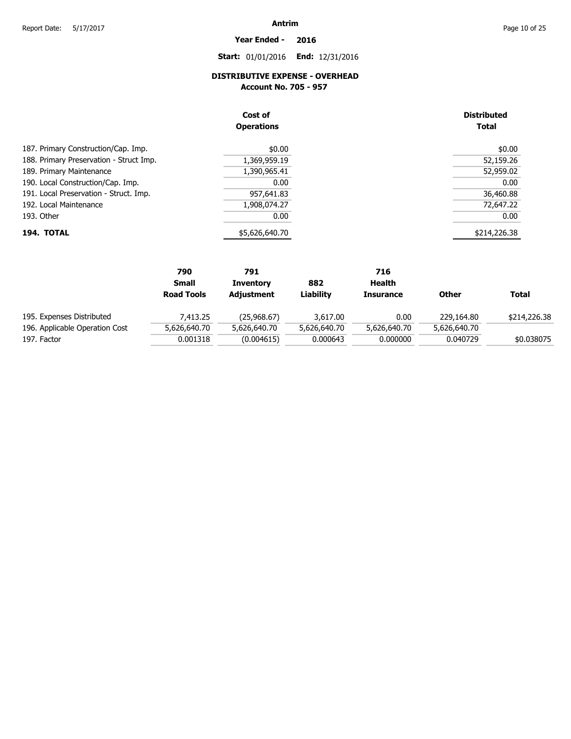Antrim

**Year Ended - 2016**

**Start:** 01/01/2016 **End:** 12/31/2016

## DISTRIBUTIVE EXPENSE - OVERHEAD
### Account No. 705 - 957

| | Cost of Operations | Distributed Total |
|---|---|---|
| 187. Primary Construction/Cap. Imp. | $0.00 | $0.00 |
| 188. Primary Preservation - Struct Imp. | 1,369,959.19 | 52,159.26 |
| 189. Primary Maintenance | 1,390,965.41 | 52,959.02 |
| 190. Local Construction/Cap. Imp. | 0.00 | 0.00 |
| 191. Local Preservation - Struct. Imp. | 957,641.83 | 36,460.88 |
| 192. Local Maintenance | 1,908,074.27 | 72,647.22 |
| 193. Other | 0.00 | 0.00 |
| **194. TOTAL** | $5,626,640.70 | $214,226.38 |

| | 790 Small Road Tools | 791 Inventory Adjustment | 882 Liability | 716 Health Insurance | Other | Total |
|---|---|---|---|---|---|---|
| 195. Expenses Distributed | 7,413.25 | (25,968.67) | 3,617.00 | 0.00 | 229,164.80 | $214,226.38 |
| 196. Applicable Operation Cost | 5,626,640.70 | 5,626,640.70 | 5,626,640.70 | 5,626,640.70 | 5,626,640.70 | |
| 197. Factor | 0.001318 | (0.004615) | 0.000643 | 0.000000 | 0.040729 | $0.038075 |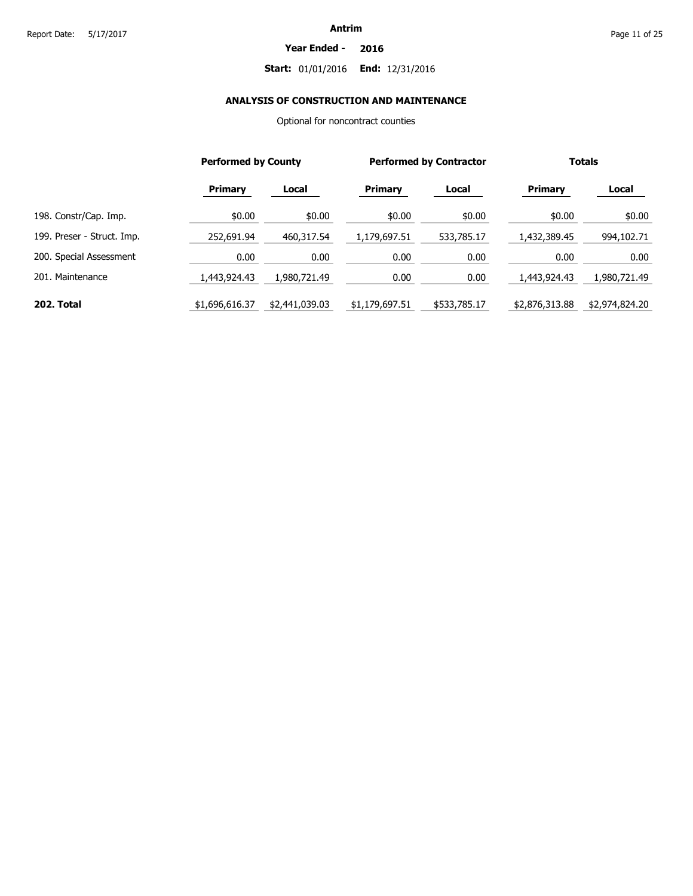**Antrim**

**Year Ended - 2016**

**Start:** 01/01/2016 **End:** 12/31/2016

## ANALYSIS OF CONSTRUCTION AND MAINTENANCE

Optional for noncontract counties

| | Performed by County | | Performed by Contractor | | Totals | |
|---|---|---|---|---|---|---|
| | **Primary** | **Local** | **Primary** | **Local** | **Primary** | **Local** |
| 198. Constr/Cap. Imp. | $0.00 | $0.00 | $0.00 | $0.00 | $0.00 | $0.00 |
| 199. Preser - Struct. Imp. | 252,691.94 | 460,317.54 | 1,179,697.51 | 533,785.17 | 1,432,389.45 | 994,102.71 |
| 200. Special Assessment | 0.00 | 0.00 | 0.00 | 0.00 | 0.00 | 0.00 |
| 201. Maintenance | 1,443,924.43 | 1,980,721.49 | 0.00 | 0.00 | 1,443,924.43 | 1,980,721.49 |
| **202. Total** | $1,696,616.37 | $2,441,039.03 | $1,179,697.51 | $533,785.17 | $2,876,313.88 | $2,974,824.20 |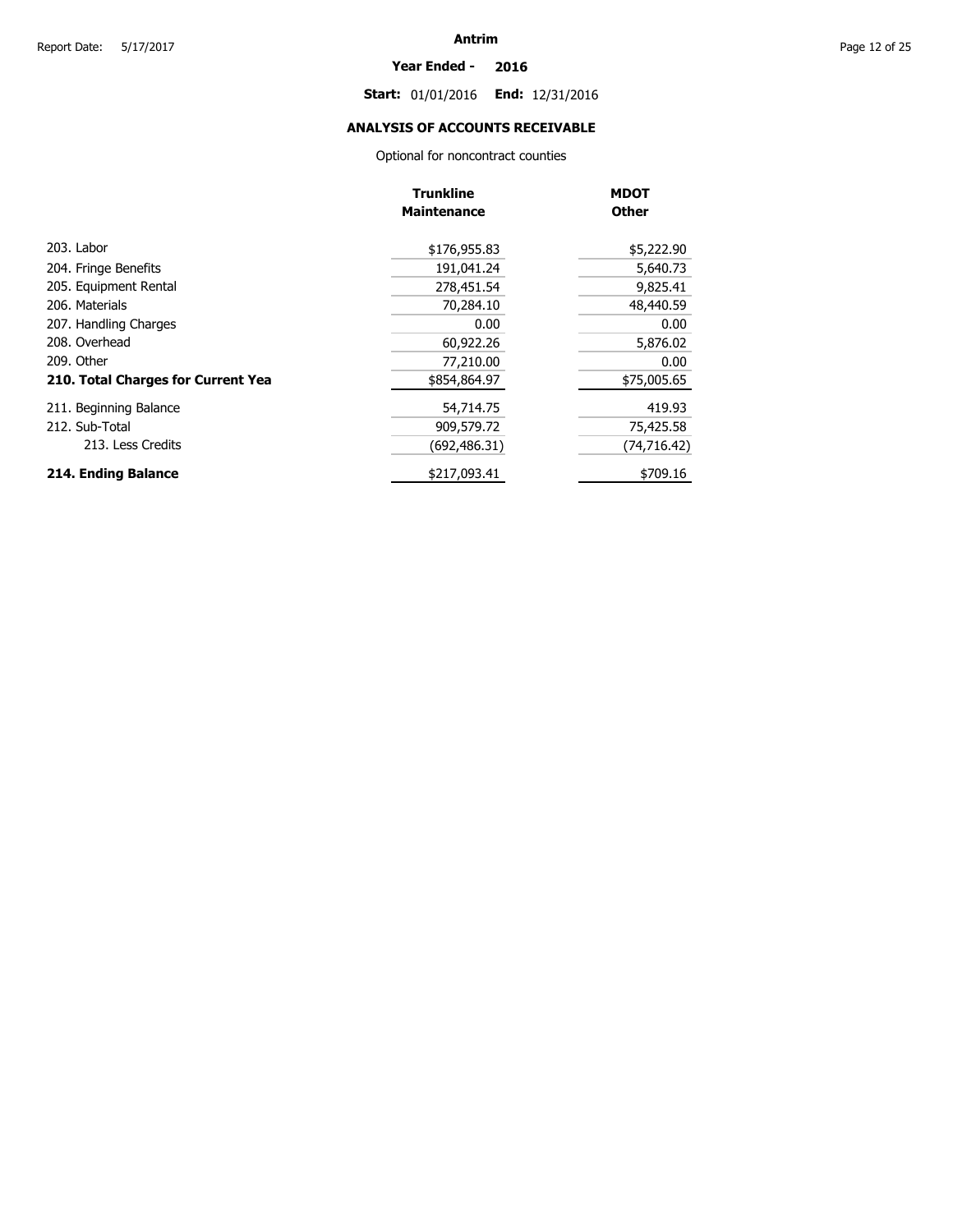**Antrim**

**Year Ended - 2016**

**Start:** 01/01/2016 **End:** 12/31/2016

## ANALYSIS OF ACCOUNTS RECEIVABLE

Optional for noncontract counties

| | Trunkline Maintenance | MDOT Other |
|---|---|---|
| 203. Labor | $176,955.83 | $5,222.90 |
| 204. Fringe Benefits | 191,041.24 | 5,640.73 |
| 205. Equipment Rental | 278,451.54 | 9,825.41 |
| 206. Materials | 70,284.10 | 48,440.59 |
| 207. Handling Charges | 0.00 | 0.00 |
| 208. Overhead | 60,922.26 | 5,876.02 |
| 209. Other | 77,210.00 | 0.00 |
| **210. Total Charges for Current Yea** | $854,864.97 | $75,005.65 |
| 211. Beginning Balance | 54,714.75 | 419.93 |
| 212. Sub-Total | 909,579.72 | 75,425.58 |
| 213. Less Credits | (692,486.31) | (74,716.42) |
| **214. Ending Balance** | $217,093.41 | $709.16 |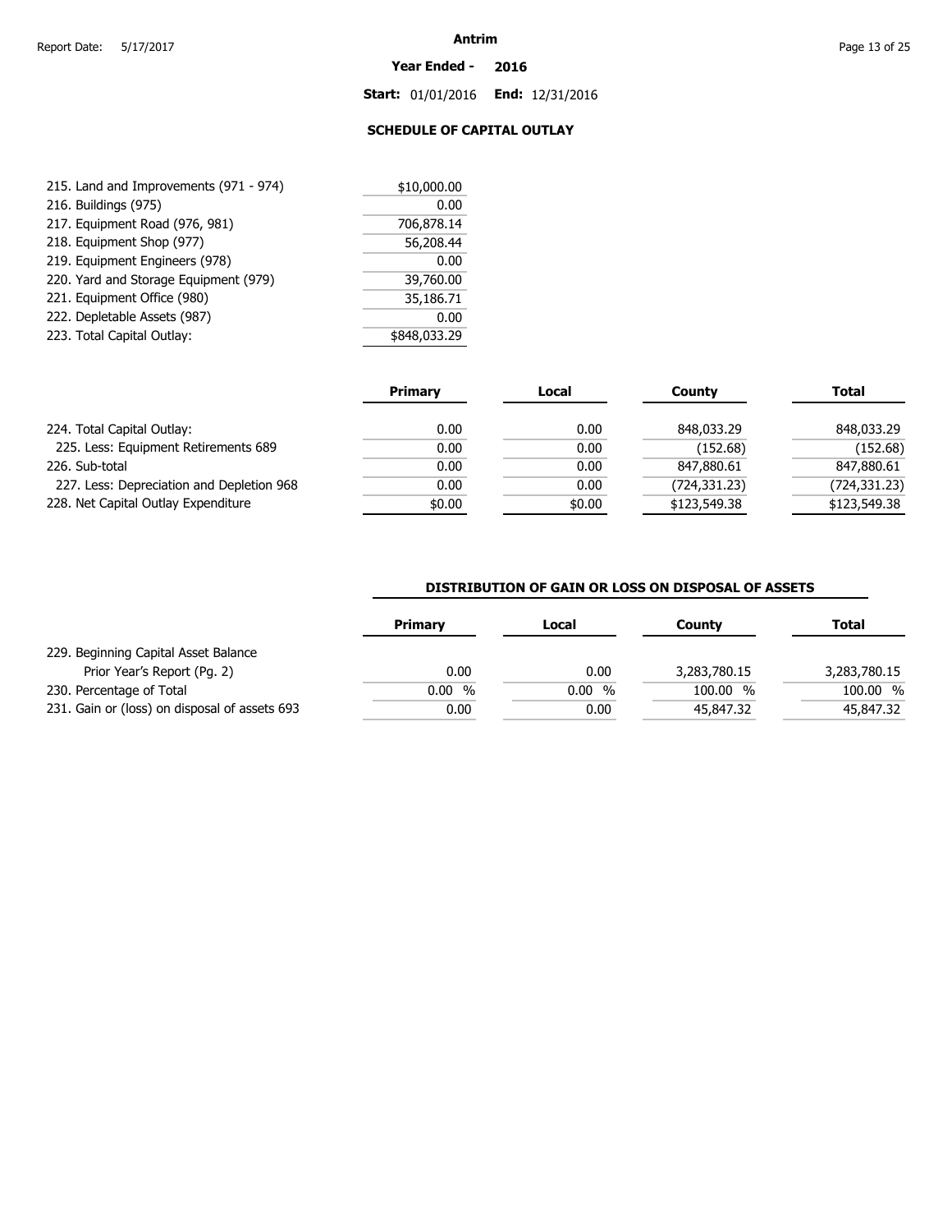Antrim

Year Ended - 2016

Start: 01/01/2016 End: 12/31/2016

## SCHEDULE OF CAPITAL OUTLAY

| | |
|---|---|
| 215. Land and Improvements (971 - 974) | $10,000.00 |
| 216. Buildings (975) | 0.00 |
| 217. Equipment Road (976, 981) | 706,878.14 |
| 218. Equipment Shop (977) | 56,208.44 |
| 219. Equipment Engineers (978) | 0.00 |
| 220. Yard and Storage Equipment (979) | 39,760.00 |
| 221. Equipment Office (980) | 35,186.71 |
| 222. Depletable Assets (987) | 0.00 |
| 223. Total Capital Outlay: | $848,033.29 |

| | Primary | Local | County | Total |
|---|---|---|---|---|
| 224. Total Capital Outlay: | 0.00 | 0.00 | 848,033.29 | 848,033.29 |
| 225. Less: Equipment Retirements 689 | 0.00 | 0.00 | (152.68) | (152.68) |
| 226. Sub-total | 0.00 | 0.00 | 847,880.61 | 847,880.61 |
| 227. Less: Depreciation and Depletion 968 | 0.00 | 0.00 | (724,331.23) | (724,331.23) |
| 228. Net Capital Outlay Expenditure | $0.00 | $0.00 | $123,549.38 | $123,549.38 |

### DISTRIBUTION OF GAIN OR LOSS ON DISPOSAL OF ASSETS

| | Primary | Local | County | Total |
|---|---|---|---|---|
| 229. Beginning Capital Asset Balance Prior Year's Report (Pg. 2) | 0.00 | 0.00 | 3,283,780.15 | 3,283,780.15 |
| 230. Percentage of Total | 0.00 % | 0.00 % | 100.00 % | 100.00 % |
| 231. Gain or (loss) on disposal of assets 693 | 0.00 | 0.00 | 45,847.32 | 45,847.32 |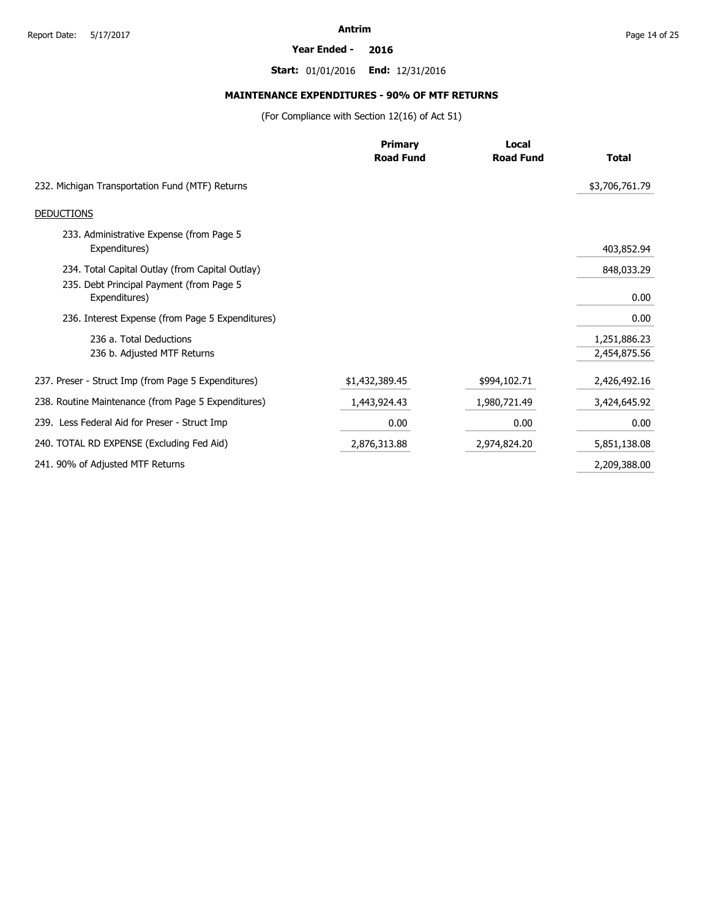# Antrim

**Year Ended - 2016**

**Start:** 01/01/2016 **End:** 12/31/2016

## MAINTENANCE EXPENDITURES - 90% OF MTF RETURNS

(For Compliance with Section 12(16) of Act 51)

| | Primary Road Fund | Local Road Fund | Total |
|---|---|---|---|
| 232. Michigan Transportation Fund (MTF) Returns | | | $3,706,761.79 |
| DEDUCTIONS | | | |
| 233. Administrative Expense (from Page 5 Expenditures) | | | 403,852.94 |
| 234. Total Capital Outlay (from Capital Outlay) | | | 848,033.29 |
| 235. Debt Principal Payment (from Page 5 Expenditures) | | | 0.00 |
| 236. Interest Expense (from Page 5 Expenditures) | | | 0.00 |
| 236 a. Total Deductions | | | 1,251,886.23 |
| 236 b. Adjusted MTF Returns | | | 2,454,875.56 |
| 237. Preser - Struct Imp (from Page 5 Expenditures) | $1,432,389.45 | $994,102.71 | 2,426,492.16 |
| 238. Routine Maintenance (from Page 5 Expenditures) | 1,443,924.43 | 1,980,721.49 | 3,424,645.92 |
| 239. Less Federal Aid for Preser - Struct Imp | 0.00 | 0.00 | 0.00 |
| 240. TOTAL RD EXPENSE (Excluding Fed Aid) | 2,876,313.88 | 2,974,824.20 | 5,851,138.08 |
| 241. 90% of Adjusted MTF Returns | | | 2,209,388.00 |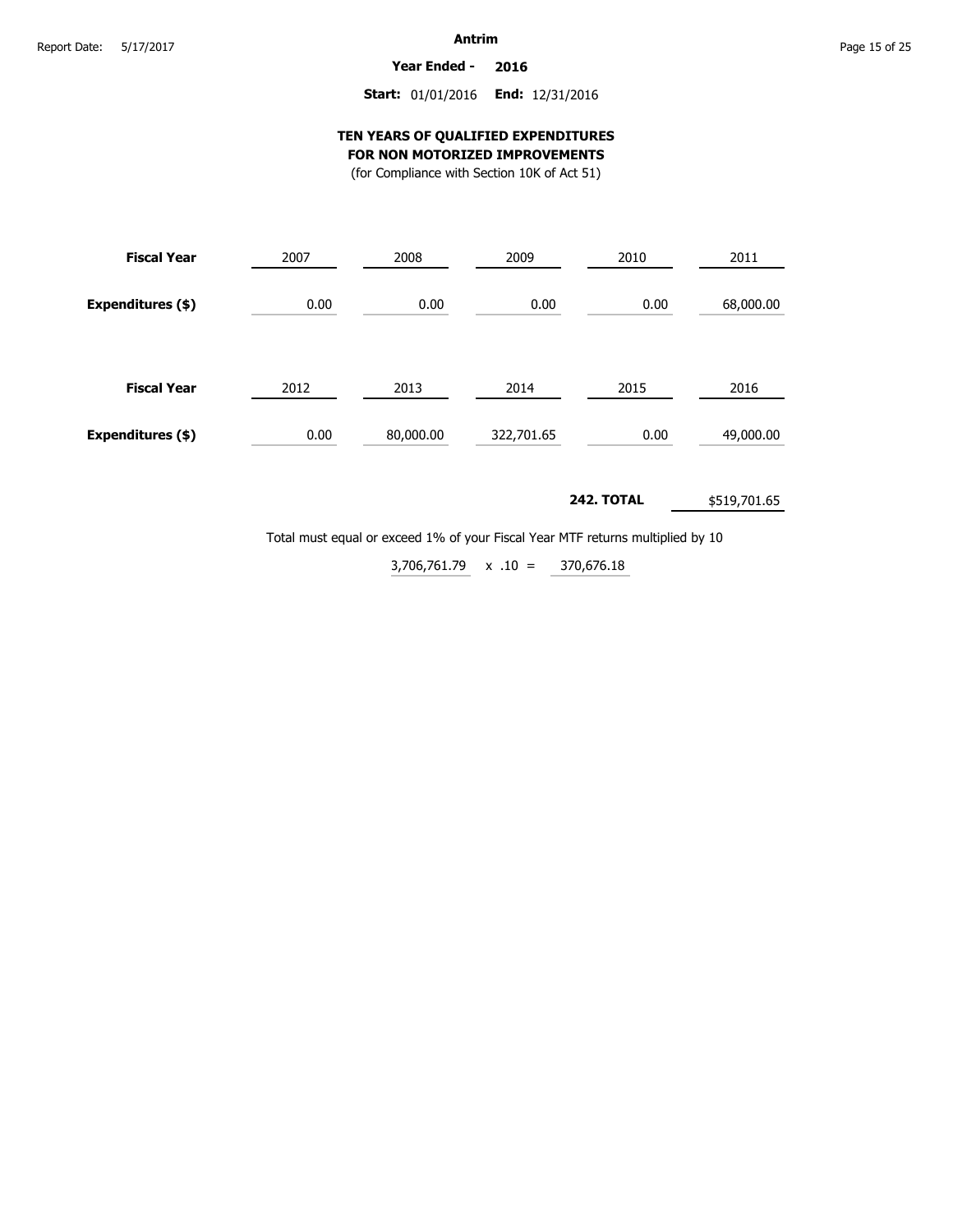**Antrim**

**Year Ended - 2016**

**Start:** 01/01/2016 **End:** 12/31/2016

## TEN YEARS OF QUALIFIED EXPENDITURES FOR NON MOTORIZED IMPROVEMENTS

(for Compliance with Section 10K of Act 51)

| **Fiscal Year** | 2007 | 2008 | 2009 | 2010 | 2011 |
|---|---|---|---|---|---|
| **Expenditures ($)** | 0.00 | 0.00 | 0.00 | 0.00 | 68,000.00 |

| **Fiscal Year** | 2012 | 2013 | 2014 | 2015 | 2016 |
|---|---|---|---|---|---|
| **Expenditures ($)** | 0.00 | 80,000.00 | 322,701.65 | 0.00 | 49,000.00 |

**242. TOTAL** $519,701.65

Total must equal or exceed 1% of your Fiscal Year MTF returns multiplied by 10

3,706,761.79 x .10 = 370,676.18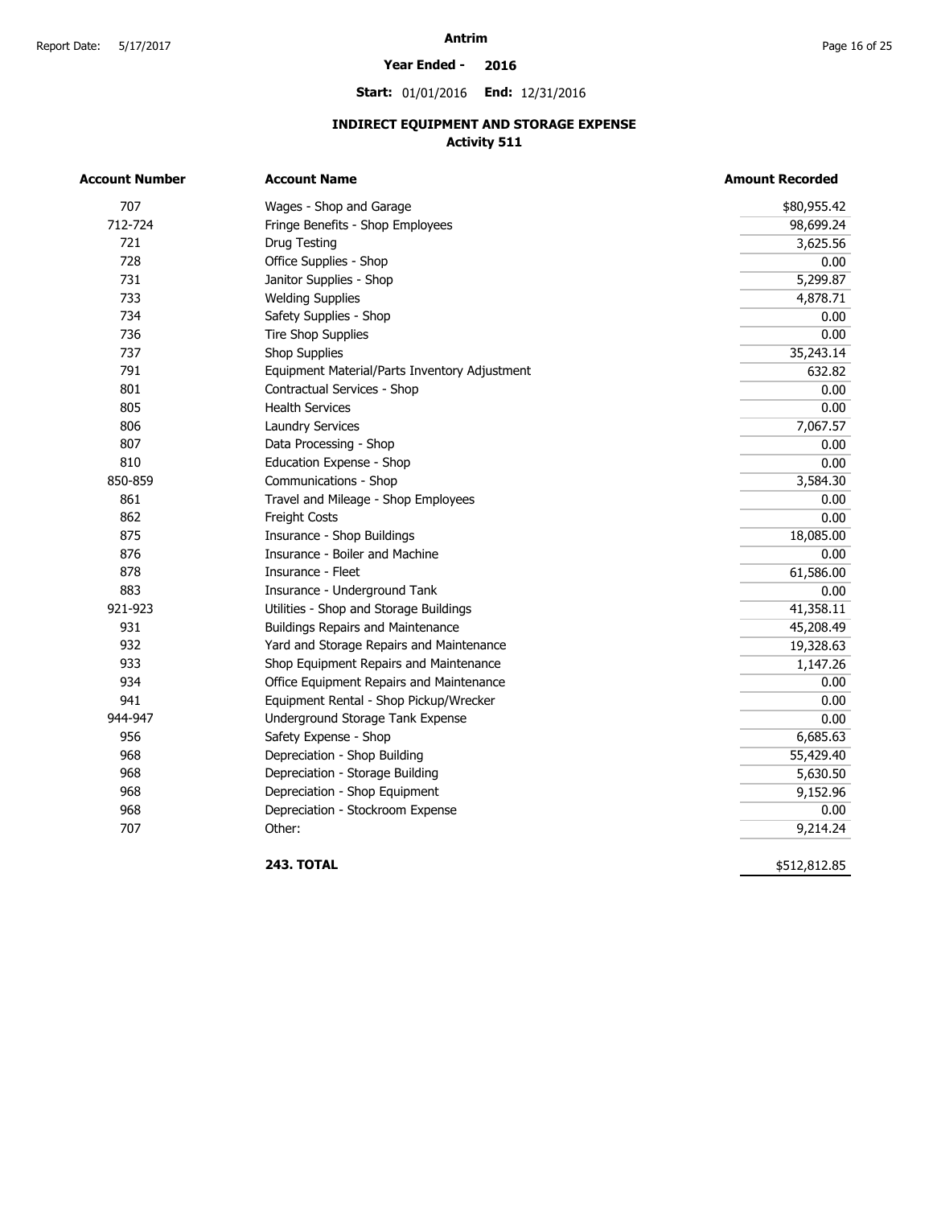# Antrim

**Year Ended - 2016**

**Start:** 01/01/2016 **End:** 12/31/2016

## INDIRECT EQUIPMENT AND STORAGE EXPENSE
### Activity 511

| Account Number | Account Name | Amount Recorded |
|---|---|---|
| 707 | Wages - Shop and Garage | $80,955.42 |
| 712-724 | Fringe Benefits - Shop Employees | 98,699.24 |
| 721 | Drug Testing | 3,625.56 |
| 728 | Office Supplies - Shop | 0.00 |
| 731 | Janitor Supplies - Shop | 5,299.87 |
| 733 | Welding Supplies | 4,878.71 |
| 734 | Safety Supplies - Shop | 0.00 |
| 736 | Tire Shop Supplies | 0.00 |
| 737 | Shop Supplies | 35,243.14 |
| 791 | Equipment Material/Parts Inventory Adjustment | 632.82 |
| 801 | Contractual Services - Shop | 0.00 |
| 805 | Health Services | 0.00 |
| 806 | Laundry Services | 7,067.57 |
| 807 | Data Processing - Shop | 0.00 |
| 810 | Education Expense - Shop | 0.00 |
| 850-859 | Communications - Shop | 3,584.30 |
| 861 | Travel and Mileage - Shop Employees | 0.00 |
| 862 | Freight Costs | 0.00 |
| 875 | Insurance - Shop Buildings | 18,085.00 |
| 876 | Insurance - Boiler and Machine | 0.00 |
| 878 | Insurance - Fleet | 61,586.00 |
| 883 | Insurance - Underground Tank | 0.00 |
| 921-923 | Utilities - Shop and Storage Buildings | 41,358.11 |
| 931 | Buildings Repairs and Maintenance | 45,208.49 |
| 932 | Yard and Storage Repairs and Maintenance | 19,328.63 |
| 933 | Shop Equipment Repairs and Maintenance | 1,147.26 |
| 934 | Office Equipment Repairs and Maintenance | 0.00 |
| 941 | Equipment Rental - Shop Pickup/Wrecker | 0.00 |
| 944-947 | Underground Storage Tank Expense | 0.00 |
| 956 | Safety Expense - Shop | 6,685.63 |
| 968 | Depreciation - Shop Building | 55,429.40 |
| 968 | Depreciation - Storage Building | 5,630.50 |
| 968 | Depreciation - Shop Equipment | 9,152.96 |
| 968 | Depreciation - Stockroom Expense | 0.00 |
| 707 | Other: | 9,214.24 |
| | **243. TOTAL** | $512,812.85 |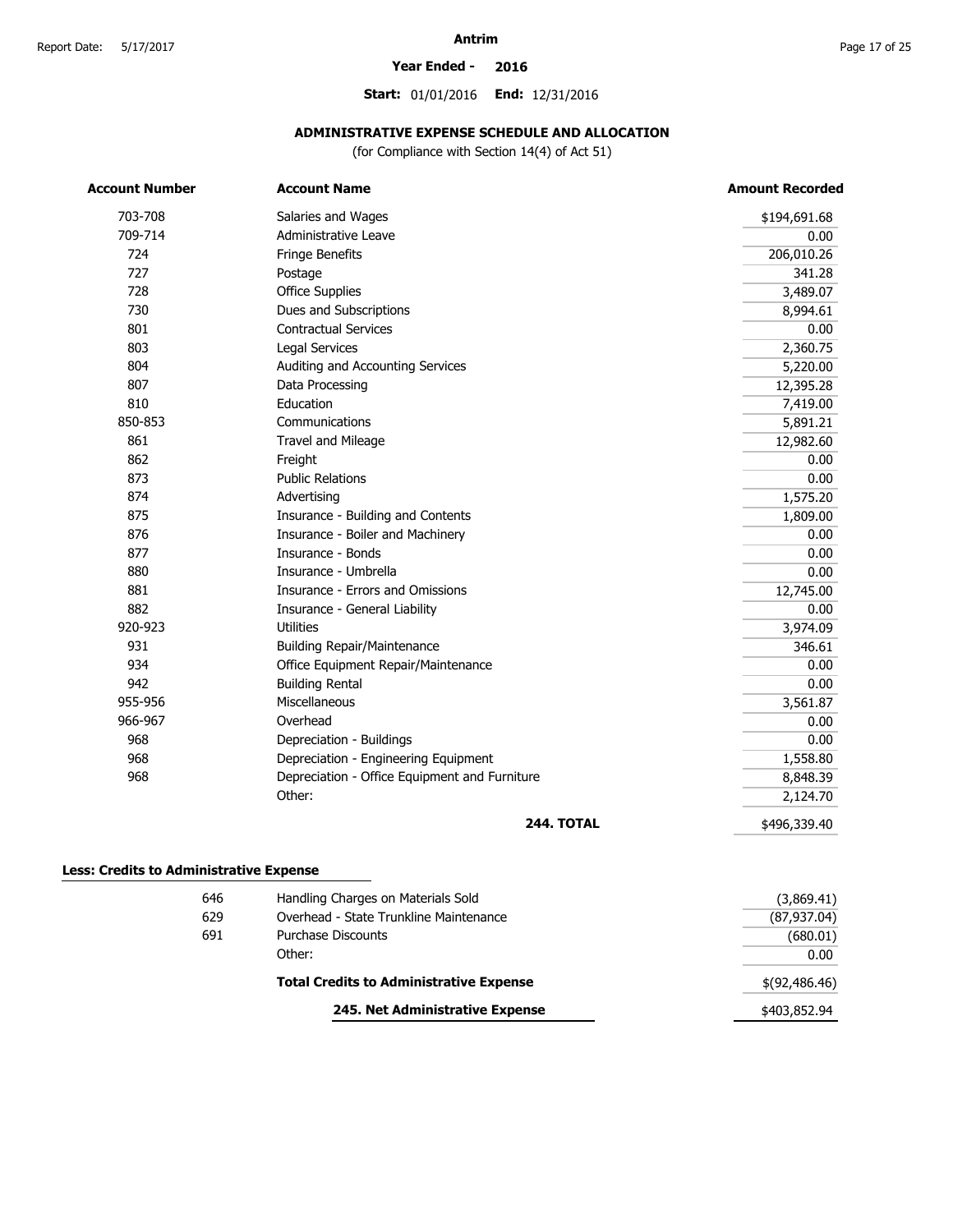# Antrim

**Year Ended - 2016**

**Start:** 01/01/2016 **End:** 12/31/2016

## ADMINISTRATIVE EXPENSE SCHEDULE AND ALLOCATION

(for Compliance with Section 14(4) of Act 51)

| Account Number | Account Name | Amount Recorded |
|---|---|---|
| 703-708 | Salaries and Wages | $194,691.68 |
| 709-714 | Administrative Leave | 0.00 |
| 724 | Fringe Benefits | 206,010.26 |
| 727 | Postage | 341.28 |
| 728 | Office Supplies | 3,489.07 |
| 730 | Dues and Subscriptions | 8,994.61 |
| 801 | Contractual Services | 0.00 |
| 803 | Legal Services | 2,360.75 |
| 804 | Auditing and Accounting Services | 5,220.00 |
| 807 | Data Processing | 12,395.28 |
| 810 | Education | 7,419.00 |
| 850-853 | Communications | 5,891.21 |
| 861 | Travel and Mileage | 12,982.60 |
| 862 | Freight | 0.00 |
| 873 | Public Relations | 0.00 |
| 874 | Advertising | 1,575.20 |
| 875 | Insurance - Building and Contents | 1,809.00 |
| 876 | Insurance - Boiler and Machinery | 0.00 |
| 877 | Insurance - Bonds | 0.00 |
| 880 | Insurance - Umbrella | 0.00 |
| 881 | Insurance - Errors and Omissions | 12,745.00 |
| 882 | Insurance - General Liability | 0.00 |
| 920-923 | Utilities | 3,974.09 |
| 931 | Building Repair/Maintenance | 346.61 |
| 934 | Office Equipment Repair/Maintenance | 0.00 |
| 942 | Building Rental | 0.00 |
| 955-956 | Miscellaneous | 3,561.87 |
| 966-967 | Overhead | 0.00 |
| 968 | Depreciation - Buildings | 0.00 |
| 968 | Depreciation - Engineering Equipment | 1,558.80 |
| 968 | Depreciation - Office Equipment and Furniture | 8,848.39 |
| | Other: | 2,124.70 |
| | **244. TOTAL** | $496,339.40 |

**Less: Credits to Administrative Expense**

| Account Number | Account Name | Amount Recorded |
|---|---|---|
| 646 | Handling Charges on Materials Sold | (3,869.41) |
| 629 | Overhead - State Trunkline Maintenance | (87,937.04) |
| 691 | Purchase Discounts | (680.01) |
| | Other: | 0.00 |
| | **Total Credits to Administrative Expense** | $(92,486.46) |
| | **245. Net Administrative Expense** | $403,852.94 |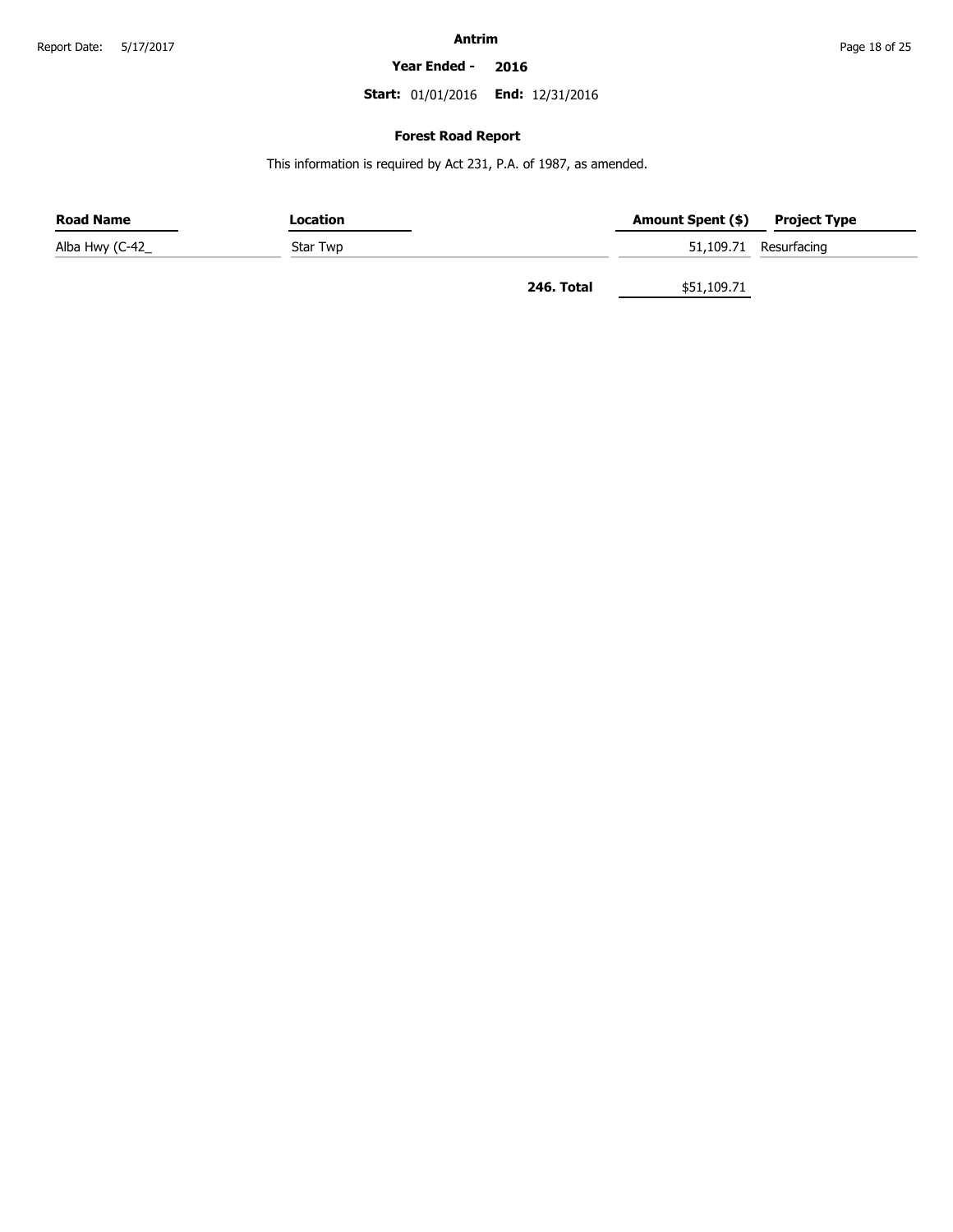**Antrim**

**Year Ended - 2016**

**Start:** 01/01/2016 **End:** 12/31/2016

### Forest Road Report

This information is required by Act 231, P.A. of 1987, as amended.

| Road Name | Location | Amount Spent ($) | Project Type |
|---|---|---|---|
| Alba Hwy (C-42_ | Star Twp | 51,109.71 | Resurfacing |
| | **246. Total** | $51,109.71 | |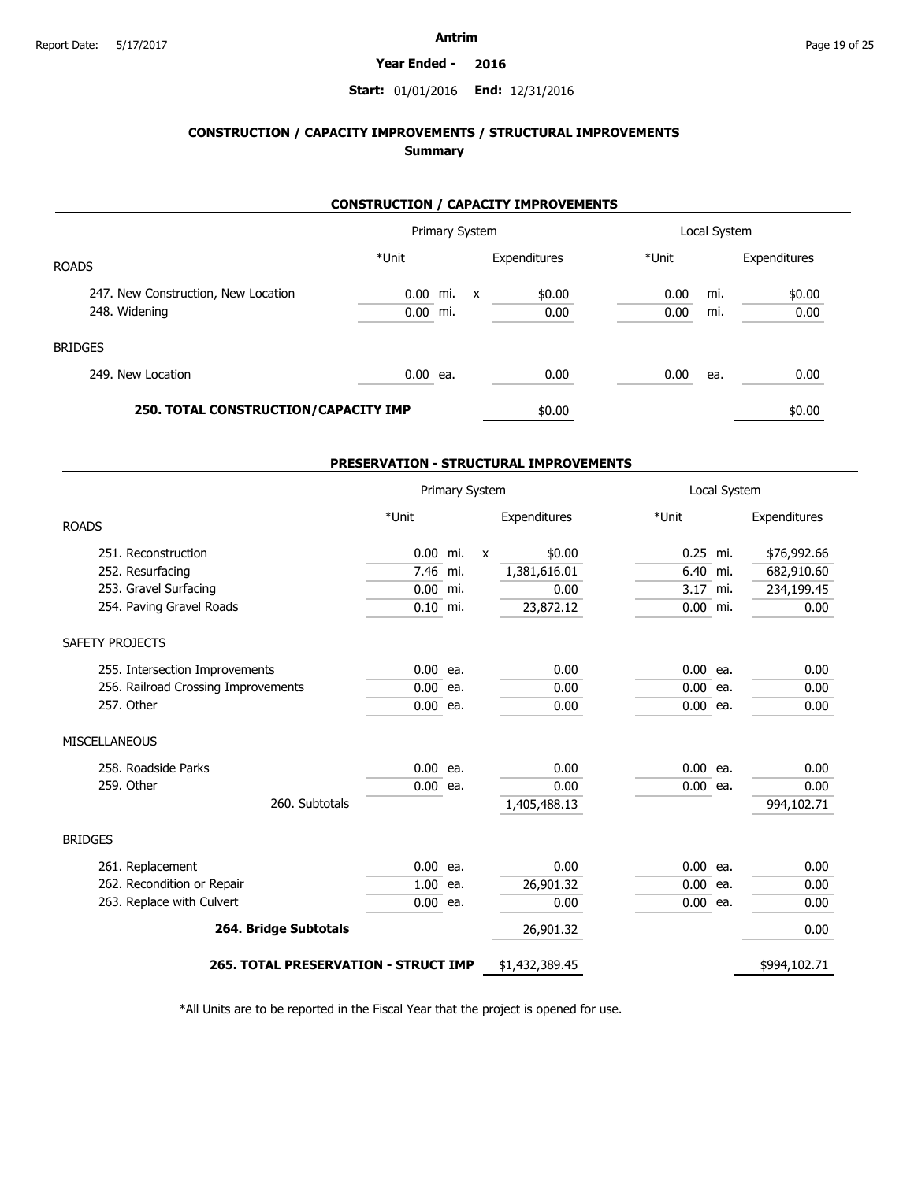Antrim

Year Ended - 2016

Start: 01/01/2016 End: 12/31/2016

## CONSTRUCTION / CAPACITY IMPROVEMENTS / STRUCTURAL IMPROVEMENTS
### Summary

### CONSTRUCTION / CAPACITY IMPROVEMENTS

| | Primary System | | | | Local System | | |
|---|---|---|---|---|---|---|---|
| ROADS | *Unit | | | Expenditures | *Unit | | Expenditures |
| 247. New Construction, New Location | 0.00 | mi. | x | $0.00 | 0.00 | mi. | $0.00 |
| 248. Widening | 0.00 | mi. | | 0.00 | 0.00 | mi. | 0.00 |
| BRIDGES | | | | | | | |
| 249. New Location | 0.00 | ea. | | 0.00 | 0.00 | ea. | 0.00 |
| **250. TOTAL CONSTRUCTION/CAPACITY IMP** | | | | $0.00 | | | $0.00 |

### PRESERVATION - STRUCTURAL IMPROVEMENTS

| | Primary System | | | | Local System | | |
|---|---|---|---|---|---|---|---|
| ROADS | *Unit | | | Expenditures | *Unit | | Expenditures |
| 251. Reconstruction | 0.00 | mi. | x | $0.00 | 0.25 | mi. | $76,992.66 |
| 252. Resurfacing | 7.46 | mi. | | 1,381,616.01 | 6.40 | mi. | 682,910.60 |
| 253. Gravel Surfacing | 0.00 | mi. | | 0.00 | 3.17 | mi. | 234,199.45 |
| 254. Paving Gravel Roads | 0.10 | mi. | | 23,872.12 | 0.00 | mi. | 0.00 |
| SAFETY PROJECTS | | | | | | | |
| 255. Intersection Improvements | 0.00 | ea. | | 0.00 | 0.00 | ea. | 0.00 |
| 256. Railroad Crossing Improvements | 0.00 | ea. | | 0.00 | 0.00 | ea. | 0.00 |
| 257. Other | 0.00 | ea. | | 0.00 | 0.00 | ea. | 0.00 |
| MISCELLANEOUS | | | | | | | |
| 258. Roadside Parks | 0.00 | ea. | | 0.00 | 0.00 | ea. | 0.00 |
| 259. Other | 0.00 | ea. | | 0.00 | 0.00 | ea. | 0.00 |
| 260. Subtotals | | | | 1,405,488.13 | | | 994,102.71 |
| BRIDGES | | | | | | | |
| 261. Replacement | 0.00 | ea. | | 0.00 | 0.00 | ea. | 0.00 |
| 262. Recondition or Repair | 1.00 | ea. | | 26,901.32 | 0.00 | ea. | 0.00 |
| 263. Replace with Culvert | 0.00 | ea. | | 0.00 | 0.00 | ea. | 0.00 |
| **264. Bridge Subtotals** | | | | 26,901.32 | | | 0.00 |
| **265. TOTAL PRESERVATION - STRUCT IMP** | | | | $1,432,389.45 | | | $994,102.71 |

*All Units are to be reported in the Fiscal Year that the project is opened for use.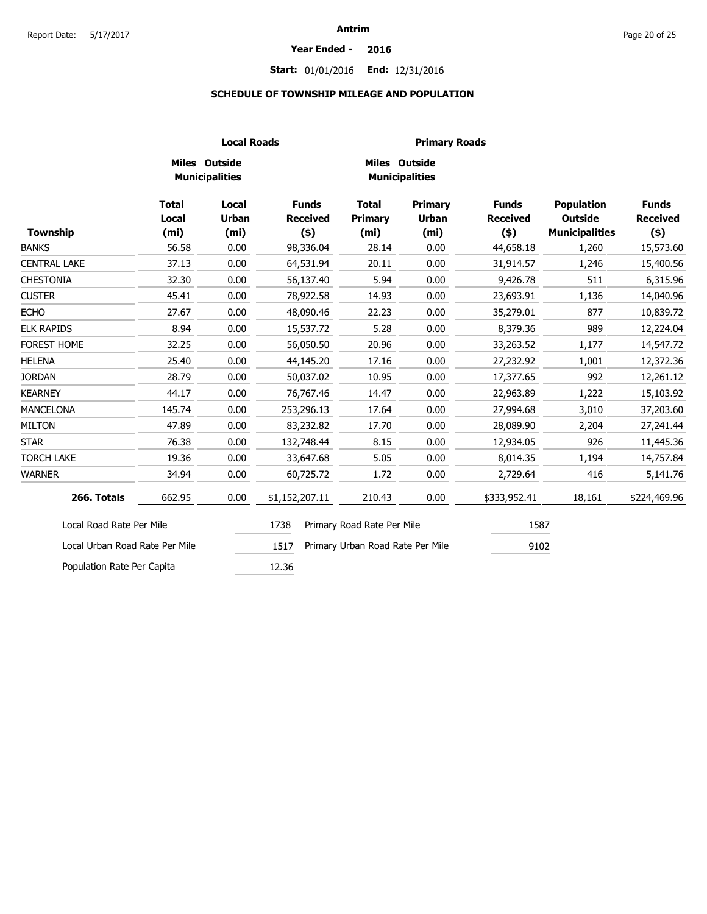# Antrim

**Year Ended - 2016**

**Start:** 01/01/2016 **End:** 12/31/2016

## SCHEDULE OF TOWNSHIP MILEAGE AND POPULATION

| | Local Roads | | | Primary Roads | | | | |
|---|---|---|---|---|---|---|---|---|
| | Miles Outside Municipalities | | | Miles Outside Municipalities | | | | |
| **Township** | **Total Local (mi)** | **Local Urban (mi)** | **Funds Received ($)** | **Total Primary (mi)** | **Primary Urban (mi)** | **Funds Received ($)** | **Population Outside Municipalities** | **Funds Received ($)** |
| BANKS | 56.58 | 0.00 | 98,336.04 | 28.14 | 0.00 | 44,658.18 | 1,260 | 15,573.60 |
| CENTRAL LAKE | 37.13 | 0.00 | 64,531.94 | 20.11 | 0.00 | 31,914.57 | 1,246 | 15,400.56 |
| CHESTONIA | 32.30 | 0.00 | 56,137.40 | 5.94 | 0.00 | 9,426.78 | 511 | 6,315.96 |
| CUSTER | 45.41 | 0.00 | 78,922.58 | 14.93 | 0.00 | 23,693.91 | 1,136 | 14,040.96 |
| ECHO | 27.67 | 0.00 | 48,090.46 | 22.23 | 0.00 | 35,279.01 | 877 | 10,839.72 |
| ELK RAPIDS | 8.94 | 0.00 | 15,537.72 | 5.28 | 0.00 | 8,379.36 | 989 | 12,224.04 |
| FOREST HOME | 32.25 | 0.00 | 56,050.50 | 20.96 | 0.00 | 33,263.52 | 1,177 | 14,547.72 |
| HELENA | 25.40 | 0.00 | 44,145.20 | 17.16 | 0.00 | 27,232.92 | 1,001 | 12,372.36 |
| JORDAN | 28.79 | 0.00 | 50,037.02 | 10.95 | 0.00 | 17,377.65 | 992 | 12,261.12 |
| KEARNEY | 44.17 | 0.00 | 76,767.46 | 14.47 | 0.00 | 22,963.89 | 1,222 | 15,103.92 |
| MANCELONA | 145.74 | 0.00 | 253,296.13 | 17.64 | 0.00 | 27,994.68 | 3,010 | 37,203.60 |
| MILTON | 47.89 | 0.00 | 83,232.82 | 17.70 | 0.00 | 28,089.90 | 2,204 | 27,241.44 |
| STAR | 76.38 | 0.00 | 132,748.44 | 8.15 | 0.00 | 12,934.05 | 926 | 11,445.36 |
| TORCH LAKE | 19.36 | 0.00 | 33,647.68 | 5.05 | 0.00 | 8,014.35 | 1,194 | 14,757.84 |
| WARNER | 34.94 | 0.00 | 60,725.72 | 1.72 | 0.00 | 2,729.64 | 416 | 5,141.76 |
| **266. Totals** | 662.95 | 0.00 | $1,152,207.11 | 210.43 | 0.00 | $333,952.41 | 18,161 | $224,469.96 |

| | | | |
|---|---|---|---|
| Local Road Rate Per Mile | 1738 | Primary Road Rate Per Mile | 1587 |
| Local Urban Road Rate Per Mile | 1517 | Primary Urban Road Rate Per Mile | 9102 |
| Population Rate Per Capita | 12.36 | | |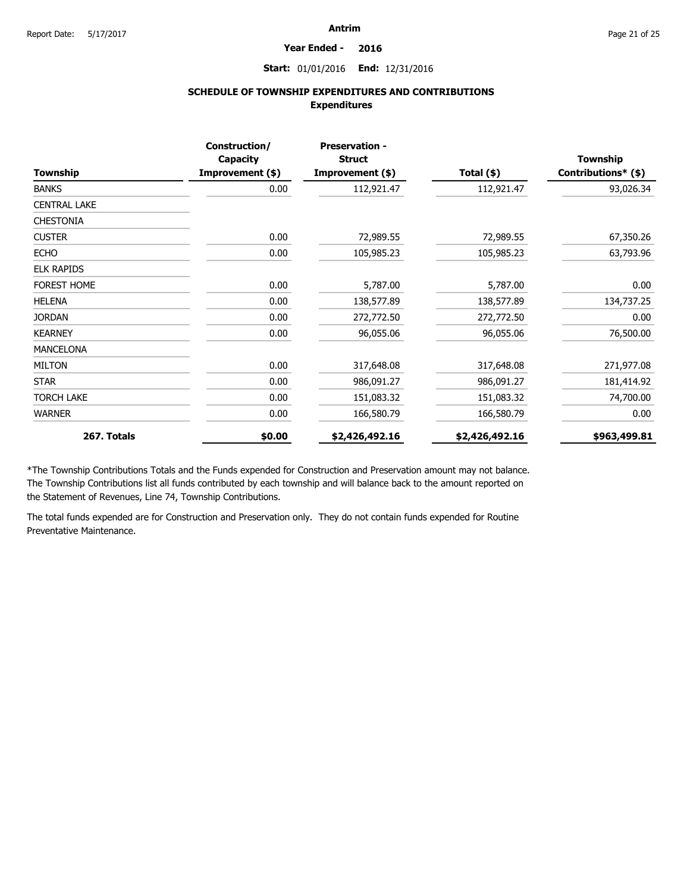# Antrim

**Year Ended - 2016**

**Start:** 01/01/2016 **End:** 12/31/2016

## SCHEDULE OF TOWNSHIP EXPENDITURES AND CONTRIBUTIONS

### Expenditures

| Township | Construction/ Capacity Improvement ($) | Preservation - Struct Improvement ($) | Total ($) | Township Contributions* ($) |
|---|---|---|---|---|
| BANKS | 0.00 | 112,921.47 | 112,921.47 | 93,026.34 |
| CENTRAL LAKE | | | | |
| CHESTONIA | | | | |
| CUSTER | 0.00 | 72,989.55 | 72,989.55 | 67,350.26 |
| ECHO | 0.00 | 105,985.23 | 105,985.23 | 63,793.96 |
| ELK RAPIDS | | | | |
| FOREST HOME | 0.00 | 5,787.00 | 5,787.00 | 0.00 |
| HELENA | 0.00 | 138,577.89 | 138,577.89 | 134,737.25 |
| JORDAN | 0.00 | 272,772.50 | 272,772.50 | 0.00 |
| KEARNEY | 0.00 | 96,055.06 | 96,055.06 | 76,500.00 |
| MANCELONA | | | | |
| MILTON | 0.00 | 317,648.08 | 317,648.08 | 271,977.08 |
| STAR | 0.00 | 986,091.27 | 986,091.27 | 181,414.92 |
| TORCH LAKE | 0.00 | 151,083.32 | 151,083.32 | 74,700.00 |
| WARNER | 0.00 | 166,580.79 | 166,580.79 | 0.00 |
| **267. Totals** | **$0.00** | **$2,426,492.16** | **$2,426,492.16** | **$963,499.81** |

*The Township Contributions Totals and the Funds expended for Construction and Preservation amount may not balance. The Township Contributions list all funds contributed by each township and will balance back to the amount reported on the Statement of Revenues, Line 74, Township Contributions.

The total funds expended are for Construction and Preservation only. They do not contain funds expended for Routine Preventative Maintenance.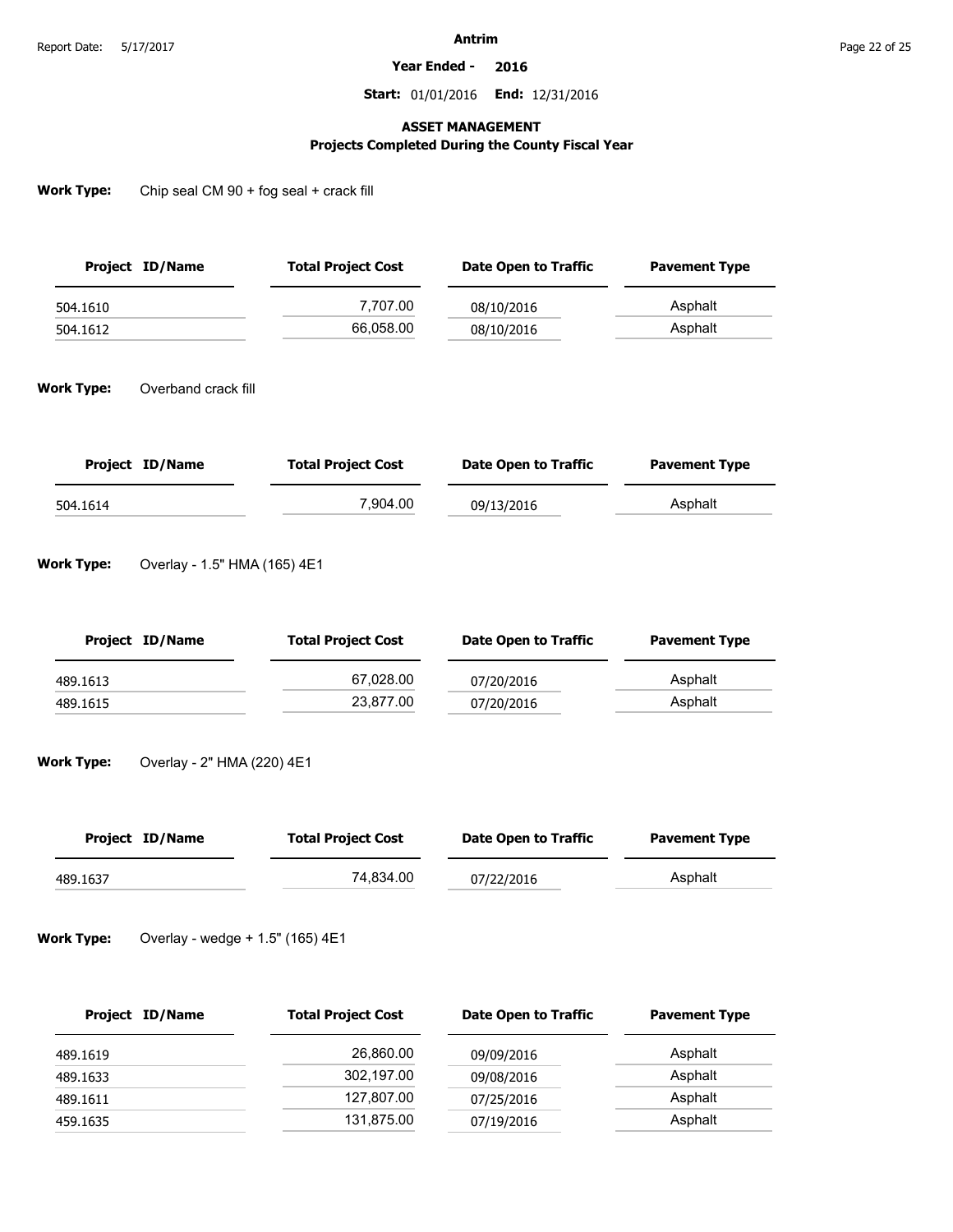# Antrim

**Year Ended - 2016**

**Start:** 01/01/2016 **End:** 12/31/2016

## ASSET MANAGEMENT
### Projects Completed During the County Fiscal Year

**Work Type:** Chip seal CM 90 + fog seal + crack fill

| Project ID/Name | Total Project Cost | Date Open to Traffic | Pavement Type |
|---|---|---|---|
| 504.1610 | 7,707.00 | 08/10/2016 | Asphalt |
| 504.1612 | 66,058.00 | 08/10/2016 | Asphalt |

**Work Type:** Overband crack fill

| Project ID/Name | Total Project Cost | Date Open to Traffic | Pavement Type |
|---|---|---|---|
| 504.1614 | 7,904.00 | 09/13/2016 | Asphalt |

**Work Type:** Overlay - 1.5" HMA (165) 4E1

| Project ID/Name | Total Project Cost | Date Open to Traffic | Pavement Type |
|---|---|---|---|
| 489.1613 | 67,028.00 | 07/20/2016 | Asphalt |
| 489.1615 | 23,877.00 | 07/20/2016 | Asphalt |

**Work Type:** Overlay - 2" HMA (220) 4E1

| Project ID/Name | Total Project Cost | Date Open to Traffic | Pavement Type |
|---|---|---|---|
| 489.1637 | 74,834.00 | 07/22/2016 | Asphalt |

**Work Type:** Overlay - wedge + 1.5" (165) 4E1

| Project ID/Name | Total Project Cost | Date Open to Traffic | Pavement Type |
|---|---|---|---|
| 489.1619 | 26,860.00 | 09/09/2016 | Asphalt |
| 489.1633 | 302,197.00 | 09/08/2016 | Asphalt |
| 489.1611 | 127,807.00 | 07/25/2016 | Asphalt |
| 459.1635 | 131,875.00 | 07/19/2016 | Asphalt |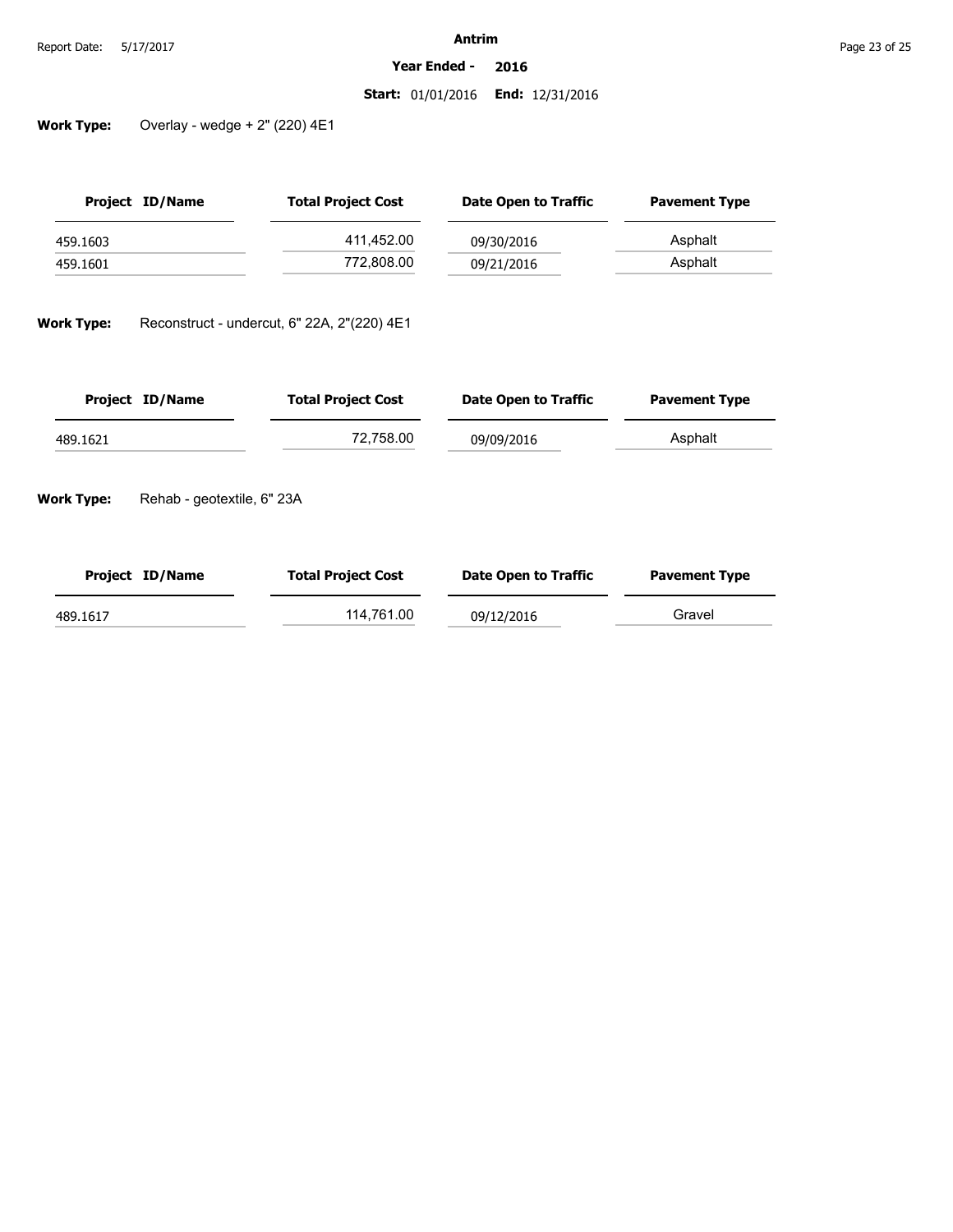**Antrim**

**Year Ended - 2016**

**Start:** 01/01/2016 **End:** 12/31/2016

**Work Type:** Overlay - wedge + 2" (220) 4E1

| Project ID/Name | Total Project Cost | Date Open to Traffic | Pavement Type |
|---|---|---|---|
| 459.1603 | 411,452.00 | 09/30/2016 | Asphalt |
| 459.1601 | 772,808.00 | 09/21/2016 | Asphalt |

**Work Type:** Reconstruct - undercut, 6" 22A, 2"(220) 4E1

| Project ID/Name | Total Project Cost | Date Open to Traffic | Pavement Type |
|---|---|---|---|
| 489.1621 | 72,758.00 | 09/09/2016 | Asphalt |

**Work Type:** Rehab - geotextile, 6" 23A

| Project ID/Name | Total Project Cost | Date Open to Traffic | Pavement Type |
|---|---|---|---|
| 489.1617 | 114,761.00 | 09/12/2016 | Gravel |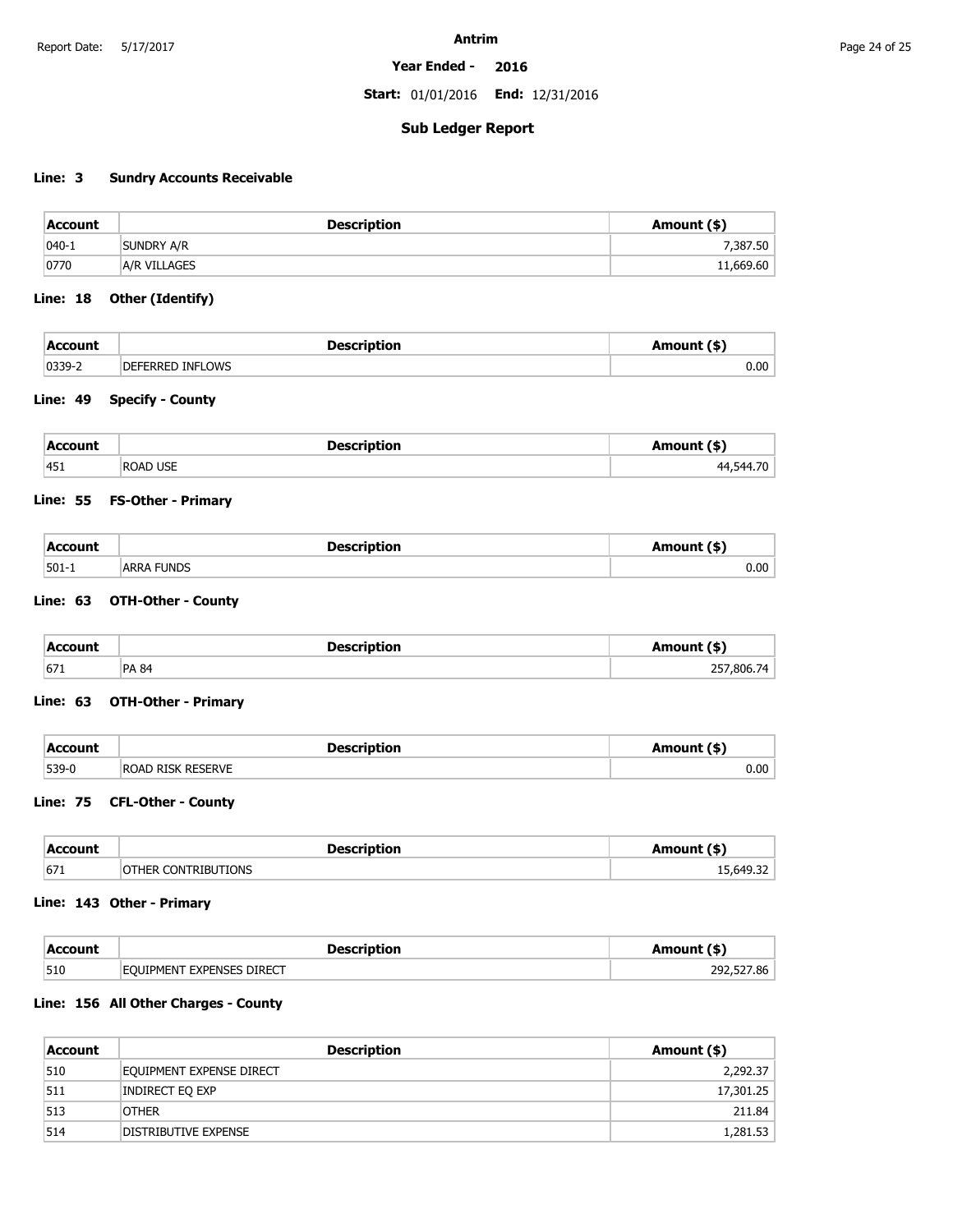# Antrim

**Year Ended - 2016**

**Start:** 01/01/2016 **End:** 12/31/2016

## Sub Ledger Report

### Line: 3 Sundry Accounts Receivable

| Account | Description | Amount ($) |
|---|---|---|
| 040-1 | SUNDRY A/R | 7,387.50 |
| 0770 | A/R VILLAGES | 11,669.60 |

### Line: 18 Other (Identify)

| Account | Description | Amount ($) |
|---|---|---|
| 0339-2 | DEFERRED INFLOWS | 0.00 |

### Line: 49 Specify - County

| Account | Description | Amount ($) |
|---|---|---|
| 451 | ROAD USE | 44,544.70 |

### Line: 55 FS-Other - Primary

| Account | Description | Amount ($) |
|---|---|---|
| 501-1 | ARRA FUNDS | 0.00 |

### Line: 63 OTH-Other - County

| Account | Description | Amount ($) |
|---|---|---|
| 671 | PA 84 | 257,806.74 |

### Line: 63 OTH-Other - Primary

| Account | Description | Amount ($) |
|---|---|---|
| 539-0 | ROAD RISK RESERVE | 0.00 |

### Line: 75 CFL-Other - County

| Account | Description | Amount ($) |
|---|---|---|
| 671 | OTHER CONTRIBUTIONS | 15,649.32 |

### Line: 143 Other - Primary

| Account | Description | Amount ($) |
|---|---|---|
| 510 | EQUIPMENT EXPENSES DIRECT | 292,527.86 |

### Line: 156 All Other Charges - County

| Account | Description | Amount ($) |
|---|---|---|
| 510 | EQUIPMENT EXPENSE DIRECT | 2,292.37 |
| 511 | INDIRECT EQ EXP | 17,301.25 |
| 513 | OTHER | 211.84 |
| 514 | DISTRIBUTIVE EXPENSE | 1,281.53 |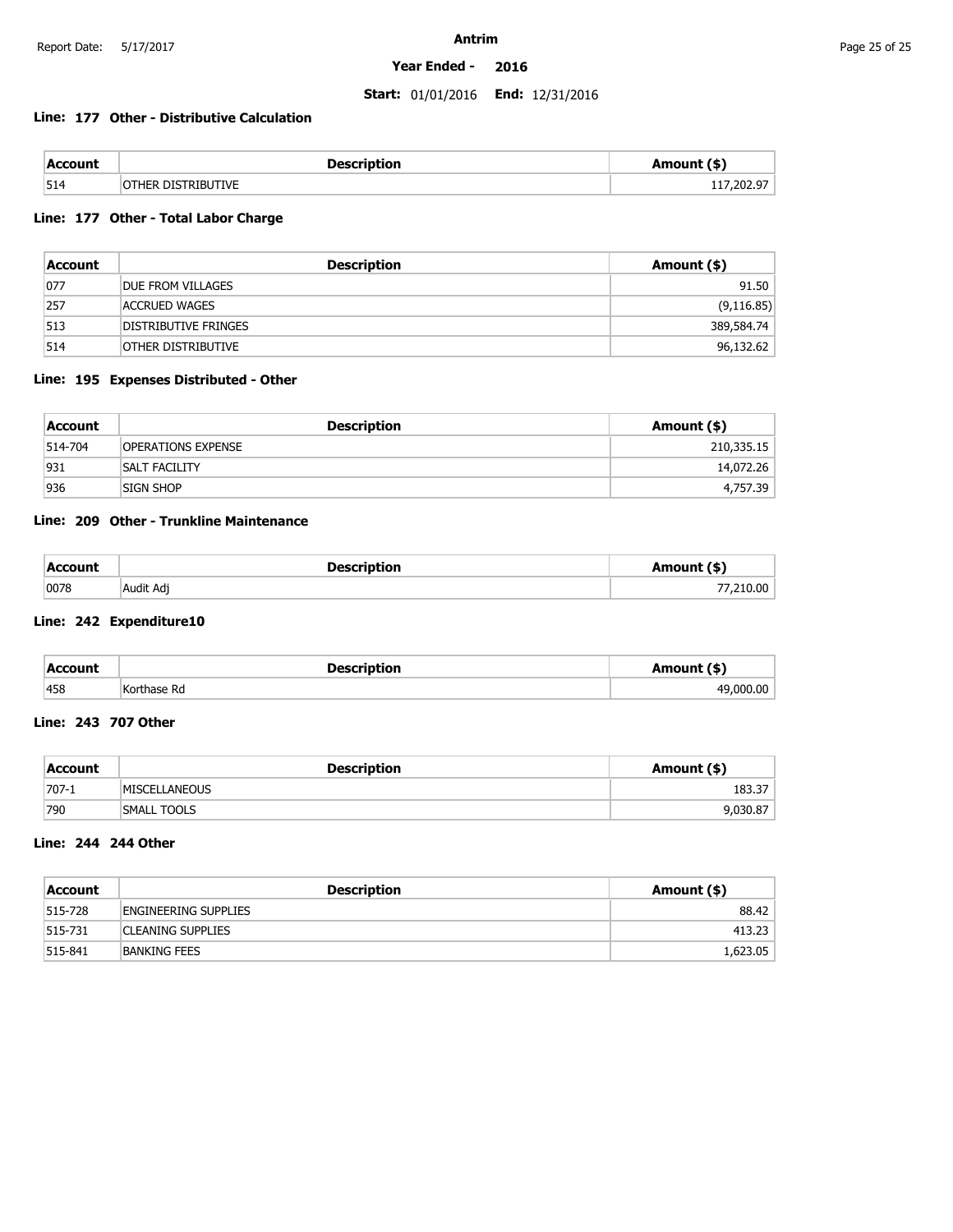### Line: 177 Other - Distributive Calculation

| Account | Description | Amount ($) |
|---|---|---|
| 514 | OTHER DISTRIBUTIVE | 117,202.97 |

### Line: 177 Other - Total Labor Charge

| Account | Description | Amount ($) |
|---|---|---|
| 077 | DUE FROM VILLAGES | 91.50 |
| 257 | ACCRUED WAGES | (9,116.85) |
| 513 | DISTRIBUTIVE FRINGES | 389,584.74 |
| 514 | OTHER DISTRIBUTIVE | 96,132.62 |

### Line: 195 Expenses Distributed - Other

| Account | Description | Amount ($) |
|---|---|---|
| 514-704 | OPERATIONS EXPENSE | 210,335.15 |
| 931 | SALT FACILITY | 14,072.26 |
| 936 | SIGN SHOP | 4,757.39 |

### Line: 209 Other - Trunkline Maintenance

| Account | Description | Amount ($) |
|---|---|---|
| 0078 | Audit Adj | 77,210.00 |

### Line: 242 Expenditure10

| Account | Description | Amount ($) |
|---|---|---|
| 458 | Korthase Rd | 49,000.00 |

### Line: 243 707 Other

| Account | Description | Amount ($) |
|---|---|---|
| 707-1 | MISCELLANEOUS | 183.37 |
| 790 | SMALL TOOLS | 9,030.87 |

### Line: 244 244 Other

| Account | Description | Amount ($) |
|---|---|---|
| 515-728 | ENGINEERING SUPPLIES | 88.42 |
| 515-731 | CLEANING SUPPLIES | 413.23 |
| 515-841 | BANKING FEES | 1,623.05 |